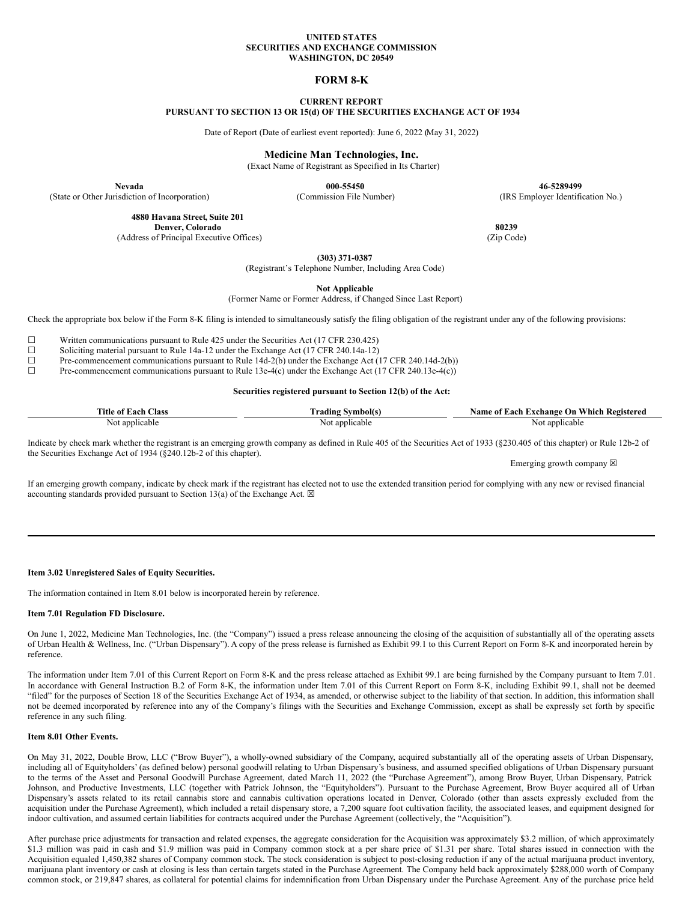**UNITED STATES**
**SECURITIES AND EXCHANGE COMMISSION**
**WASHINGTON, DC 20549**

# FORM 8-K

**CURRENT REPORT**
**PURSUANT TO SECTION 13 OR 15(d) OF THE SECURITIES EXCHANGE ACT OF 1934**

Date of Report (Date of earliest event reported): June 6, 2022 (May 31, 2022)

**Medicine Man Technologies, Inc.**
(Exact Name of Registrant as Specified in Its Charter)

| **Nevada** | **000-55450** | **46-5289499** |
|---|---|---|
| (State or Other Jurisdiction of Incorporation) | (Commission File Number) | (IRS Employer Identification No.) |

| **4880 Havana Street, Suite 201** **Denver, Colorado** | **80239** |
|---|---|
| (Address of Principal Executive Offices) | (Zip Code) |

**(303) 371-0387**
(Registrant's Telephone Number, Including Area Code)

**Not Applicable**
(Former Name or Former Address, if Changed Since Last Report)

Check the appropriate box below if the Form 8-K filing is intended to simultaneously satisfy the filing obligation of the registrant under any of the following provisions:

☐ Written communications pursuant to Rule 425 under the Securities Act (17 CFR 230.425)
☐ Soliciting material pursuant to Rule 14a-12 under the Exchange Act (17 CFR 240.14a-12)
☐ Pre-commencement communications pursuant to Rule 14d-2(b) under the Exchange Act (17 CFR 240.14d-2(b))
☐ Pre-commencement communications pursuant to Rule 13e-4(c) under the Exchange Act (17 CFR 240.13e-4(c))

**Securities registered pursuant to Section 12(b) of the Act:**

| Title of Each Class | Trading Symbol(s) | Name of Each Exchange On Which Registered |
|---|---|---|
| Not applicable | Not applicable | Not applicable |

Indicate by check mark whether the registrant is an emerging growth company as defined in Rule 405 of the Securities Act of 1933 (§230.405 of this chapter) or Rule 12b-2 of the Securities Exchange Act of 1934 (§240.12b-2 of this chapter).

Emerging growth company ☒

If an emerging growth company, indicate by check mark if the registrant has elected not to use the extended transition period for complying with any new or revised financial accounting standards provided pursuant to Section 13(a) of the Exchange Act. ☒

---

**Item 3.02 Unregistered Sales of Equity Securities.**

The information contained in Item 8.01 below is incorporated herein by reference.

**Item 7.01 Regulation FD Disclosure.**

On June 1, 2022, Medicine Man Technologies, Inc. (the "Company") issued a press release announcing the closing of the acquisition of substantially all of the operating assets of Urban Health & Wellness, Inc. ("Urban Dispensary"). A copy of the press release is furnished as Exhibit 99.1 to this Current Report on Form 8-K and incorporated herein by reference.

The information under Item 7.01 of this Current Report on Form 8-K and the press release attached as Exhibit 99.1 are being furnished by the Company pursuant to Item 7.01. In accordance with General Instruction B.2 of Form 8-K, the information under Item 7.01 of this Current Report on Form 8-K, including Exhibit 99.1, shall not be deemed "filed" for the purposes of Section 18 of the Securities Exchange Act of 1934, as amended, or otherwise subject to the liability of that section. In addition, this information shall not be deemed incorporated by reference into any of the Company's filings with the Securities and Exchange Commission, except as shall be expressly set forth by specific reference in any such filing.

**Item 8.01 Other Events.**

On May 31, 2022, Double Brow, LLC ("Brow Buyer"), a wholly-owned subsidiary of the Company, acquired substantially all of the operating assets of Urban Dispensary, including all of Equityholders' (as defined below) personal goodwill relating to Urban Dispensary's business, and assumed specified obligations of Urban Dispensary pursuant to the terms of the Asset and Personal Goodwill Purchase Agreement, dated March 11, 2022 (the "Purchase Agreement"), among Brow Buyer, Urban Dispensary, Patrick Johnson, and Productive Investments, LLC (together with Patrick Johnson, the "Equityholders"). Pursuant to the Purchase Agreement, Brow Buyer acquired all of Urban Dispensary's assets related to its retail cannabis store and cannabis cultivation operations located in Denver, Colorado (other than assets expressly excluded from the acquisition under the Purchase Agreement), which included a retail dispensary store, a 7,200 square foot cultivation facility, the associated leases, and equipment designed for indoor cultivation, and assumed certain liabilities for contracts acquired under the Purchase Agreement (collectively, the "Acquisition").

After purchase price adjustments for transaction and related expenses, the aggregate consideration for the Acquisition was approximately $3.2 million, of which approximately $1.3 million was paid in cash and $1.9 million was paid in Company common stock at a per share price of $1.31 per share. Total shares issued in connection with the Acquisition equaled 1,450,382 shares of Company common stock. The stock consideration is subject to post-closing reduction if any of the actual marijuana product inventory, marijuana plant inventory or cash at closing is less than certain targets stated in the Purchase Agreement. The Company held back approximately $288,000 worth of Company common stock, or 219,847 shares, as collateral for potential claims for indemnification from Urban Dispensary under the Purchase Agreement. Any of the purchase price held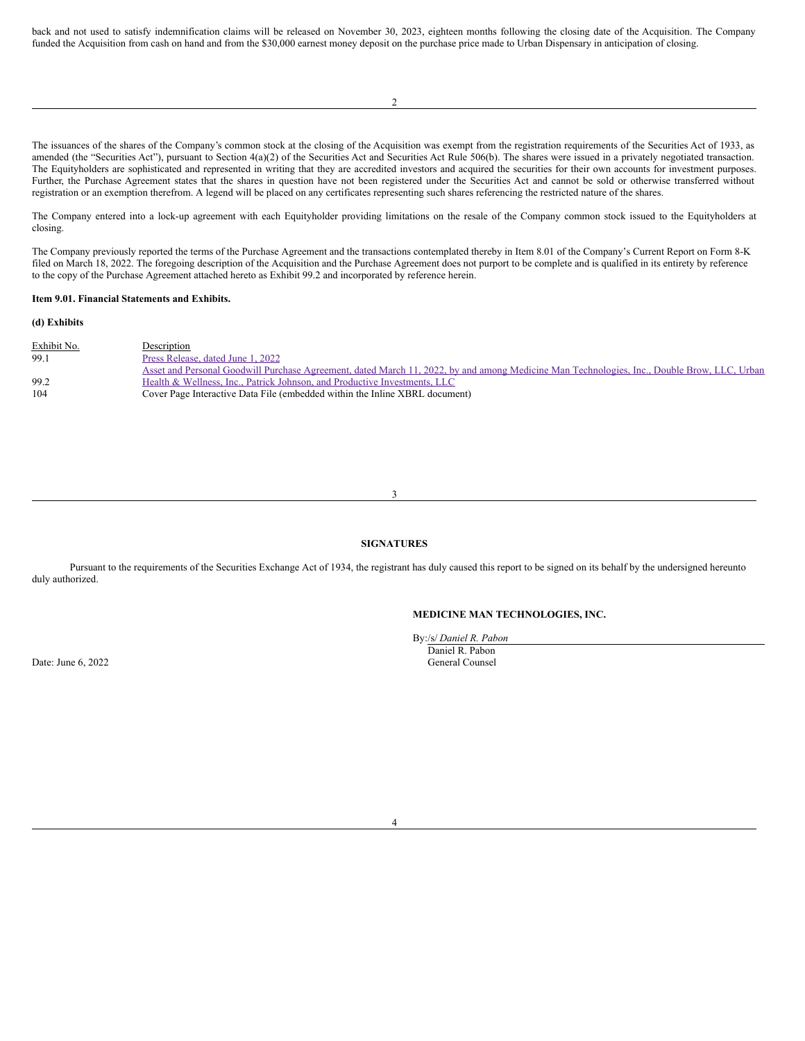back and not used to satisfy indemnification claims will be released on November 30, 2023, eighteen months following the closing date of the Acquisition. The Company funded the Acquisition from cash on hand and from the $30,000 earnest money deposit on the purchase price made to Urban Dispensary in anticipation of closing.

The issuances of the shares of the Company's common stock at the closing of the Acquisition was exempt from the registration requirements of the Securities Act of 1933, as amended (the "Securities Act"), pursuant to Section 4(a)(2) of the Securities Act and Securities Act Rule 506(b). The shares were issued in a privately negotiated transaction. The Equityholders are sophisticated and represented in writing that they are accredited investors and acquired the securities for their own accounts for investment purposes. Further, the Purchase Agreement states that the shares in question have not been registered under the Securities Act and cannot be sold or otherwise transferred without registration or an exemption therefrom. A legend will be placed on any certificates representing such shares referencing the restricted nature of the shares.

The Company entered into a lock-up agreement with each Equityholder providing limitations on the resale of the Company common stock issued to the Equityholders at closing.

The Company previously reported the terms of the Purchase Agreement and the transactions contemplated thereby in Item 8.01 of the Company's Current Report on Form 8-K filed on March 18, 2022. The foregoing description of the Acquisition and the Purchase Agreement does not purport to be complete and is qualified in its entirety by reference to the copy of the Purchase Agreement attached hereto as Exhibit 99.2 and incorporated by reference herein.

**Item 9.01. Financial Statements and Exhibits.**

**(d) Exhibits**

| Exhibit No. | Description |
|---|---|
| 99.1 | Press Release, dated June 1, 2022 |
| 99.2 | Asset and Personal Goodwill Purchase Agreement, dated March 11, 2022, by and among Medicine Man Technologies, Inc., Double Brow, LLC, Urban Health & Wellness, Inc., Patrick Johnson, and Productive Investments, LLC |
| 104 | Cover Page Interactive Data File (embedded within the Inline XBRL document) |

**SIGNATURES**

Pursuant to the requirements of the Securities Exchange Act of 1934, the registrant has duly caused this report to be signed on its behalf by the undersigned hereunto duly authorized.

**MEDICINE MAN TECHNOLOGIES, INC.**

By:/s/ *Daniel R. Pabon*
Daniel R. Pabon
General Counsel

Date: June 6, 2022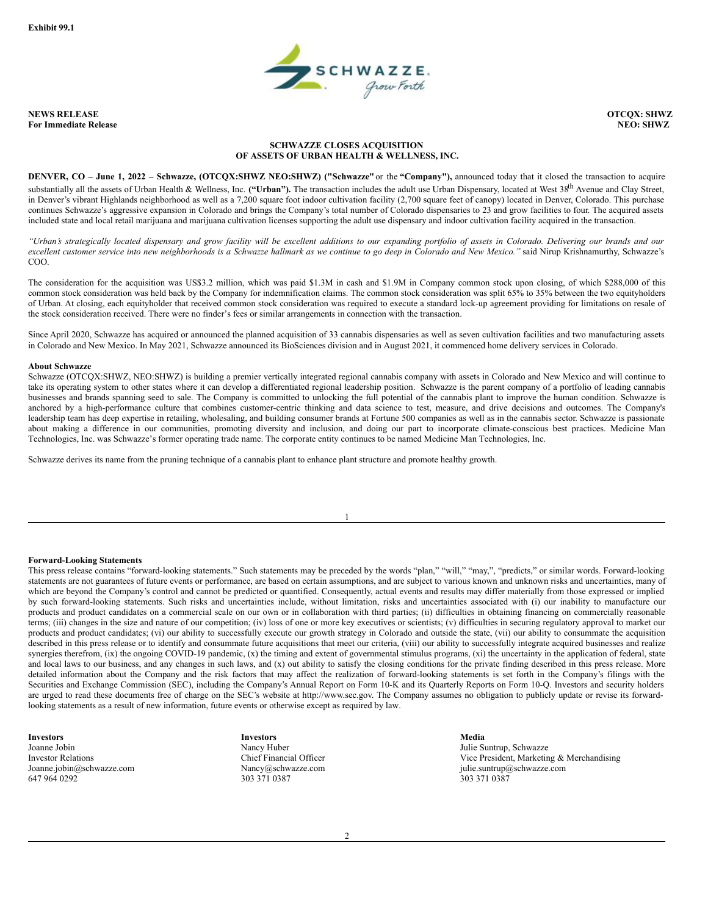**Exhibit 99.1**

**NEWS RELEASE**
**For Immediate Release**

**OTCQX: SHWZ**
**NEO: SHWZ**

**SCHWAZZE CLOSES ACQUISITION**
**OF ASSETS OF URBAN HEALTH & WELLNESS, INC.**

**DENVER, CO – June 1, 2022 – Schwazze, (OTCQX:SHWZ NEO:SHWZ) ("Schwazze"** or the **"Company"),** announced today that it closed the transaction to acquire substantially all the assets of Urban Health & Wellness, Inc. **("Urban").** The transaction includes the adult use Urban Dispensary, located at West 38th Avenue and Clay Street, in Denver's vibrant Highlands neighborhood as well as a 7,200 square foot indoor cultivation facility (2,700 square feet of canopy) located in Denver, Colorado. This purchase continues Schwazze's aggressive expansion in Colorado and brings the Company's total number of Colorado dispensaries to 23 and grow facilities to four. The acquired assets included state and local retail marijuana and marijuana cultivation licenses supporting the adult use dispensary and indoor cultivation facility acquired in the transaction.

*"Urban's strategically located dispensary and grow facility will be excellent additions to our expanding portfolio of assets in Colorado. Delivering our brands and our excellent customer service into new neighborhoods is a Schwazze hallmark as we continue to go deep in Colorado and New Mexico."* said Nirup Krishnamurthy, Schwazze's COO.

The consideration for the acquisition was US$3.2 million, which was paid $1.3M in cash and $1.9M in Company common stock upon closing, of which $288,000 of this common stock consideration was held back by the Company for indemnification claims. The common stock consideration was split 65% to 35% between the two equityholders of Urban. At closing, each equityholder that received common stock consideration was required to execute a standard lock-up agreement providing for limitations on resale of the stock consideration received. There were no finder's fees or similar arrangements in connection with the transaction.

Since April 2020, Schwazze has acquired or announced the planned acquisition of 33 cannabis dispensaries as well as seven cultivation facilities and two manufacturing assets in Colorado and New Mexico. In May 2021, Schwazze announced its BioSciences division and in August 2021, it commenced home delivery services in Colorado.

**About Schwazze**

Schwazze (OTCQX:SHWZ, NEO:SHWZ) is building a premier vertically integrated regional cannabis company with assets in Colorado and New Mexico and will continue to take its operating system to other states where it can develop a differentiated regional leadership position. Schwazze is the parent company of a portfolio of leading cannabis businesses and brands spanning seed to sale. The Company is committed to unlocking the full potential of the cannabis plant to improve the human condition. Schwazze is anchored by a high-performance culture that combines customer-centric thinking and data science to test, measure, and drive decisions and outcomes. The Company's leadership team has deep expertise in retailing, wholesaling, and building consumer brands at Fortune 500 companies as well as in the cannabis sector. Schwazze is passionate about making a difference in our communities, promoting diversity and inclusion, and doing our part to incorporate climate-conscious best practices. Medicine Man Technologies, Inc. was Schwazze's former operating trade name. The corporate entity continues to be named Medicine Man Technologies, Inc.

Schwazze derives its name from the pruning technique of a cannabis plant to enhance plant structure and promote healthy growth.

**Forward-Looking Statements**

This press release contains "forward-looking statements." Such statements may be preceded by the words "plan," "will," "may,", "predicts," or similar words. Forward-looking statements are not guarantees of future events or performance, are based on certain assumptions, and are subject to various known and unknown risks and uncertainties, many of which are beyond the Company's control and cannot be predicted or quantified. Consequently, actual events and results may differ materially from those expressed or implied by such forward-looking statements. Such risks and uncertainties include, without limitation, risks and uncertainties associated with (i) our inability to manufacture our products and product candidates on a commercial scale on our own or in collaboration with third parties; (ii) difficulties in obtaining financing on commercially reasonable terms; (iii) changes in the size and nature of our competition; (iv) loss of one or more key executives or scientists; (v) difficulties in securing regulatory approval to market our products and product candidates; (vi) our ability to successfully execute our growth strategy in Colorado and outside the state, (vii) our ability to consummate the acquisition described in this press release or to identify and consummate future acquisitions that meet our criteria, (viii) our ability to successfully integrate acquired businesses and realize synergies therefrom, (ix) the ongoing COVID-19 pandemic, (x) the timing and extent of governmental stimulus programs, (xi) the uncertainty in the application of federal, state and local laws to our business, and any changes in such laws, and (x) out ability to satisfy the closing conditions for the private finding described in this press release. More detailed information about the Company and the risk factors that may affect the realization of forward-looking statements is set forth in the Company's filings with the Securities and Exchange Commission (SEC), including the Company's Annual Report on Form 10-K and its Quarterly Reports on Form 10-Q. Investors and security holders are urged to read these documents free of charge on the SEC's website at http://www.sec.gov. The Company assumes no obligation to publicly update or revise its forward-looking statements as a result of new information, future events or otherwise except as required by law.

**Investors**
Joanne Jobin
Investor Relations
Joanne.jobin@schwazze.com
647 964 0292

**Investors**
Nancy Huber
Chief Financial Officer
Nancy@schwazze.com
303 371 0387

**Media**
Julie Suntrup, Schwazze
Vice President, Marketing & Merchandising
julie.suntrup@schwazze.com
303 371 0387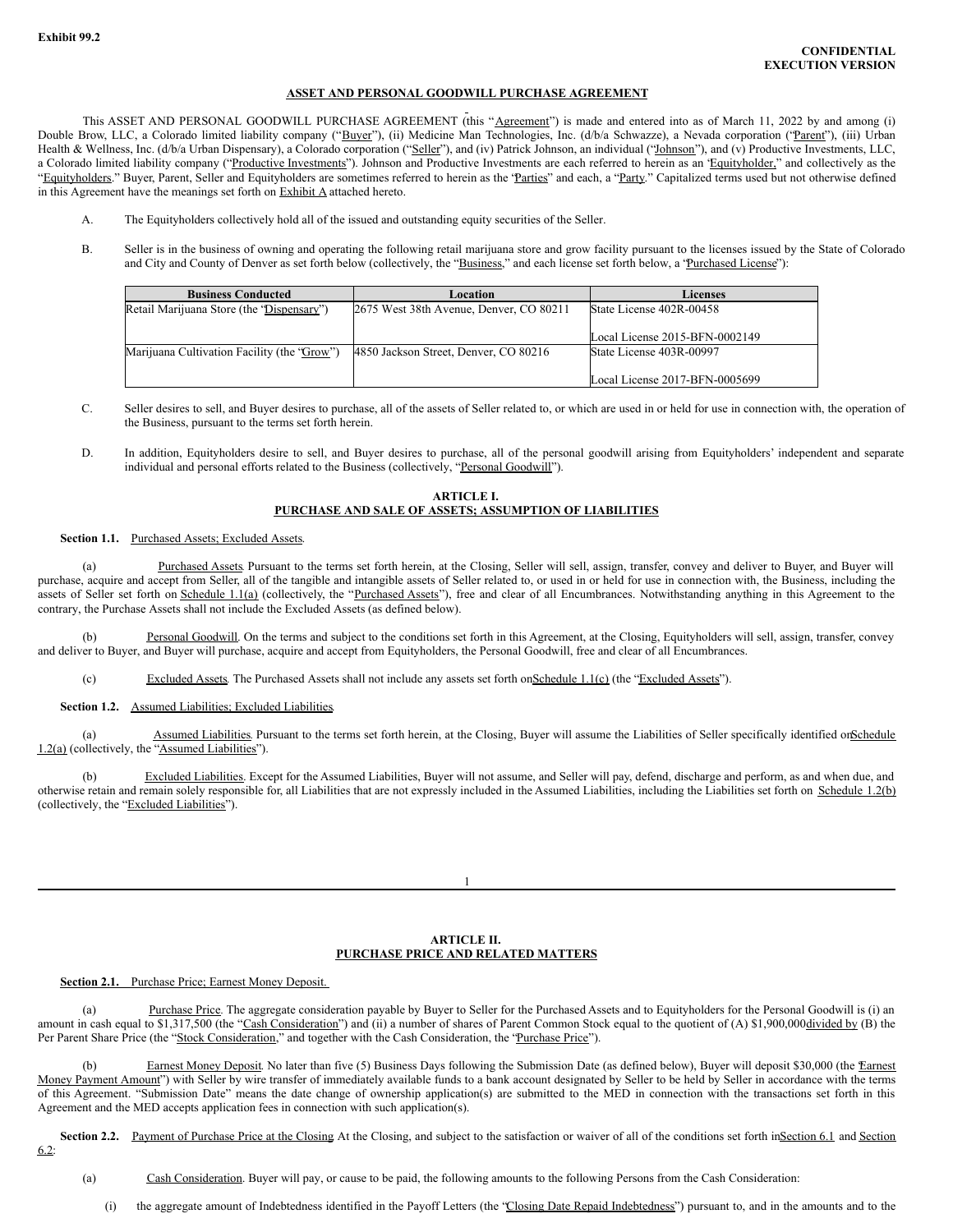Exhibit 99.2

**CONFIDENTIAL**
**EXECUTION VERSION**

**ASSET AND PERSONAL GOODWILL PURCHASE AGREEMENT**

This ASSET AND PERSONAL GOODWILL PURCHASE AGREEMENT (this "Agreement") is made and entered into as of March 11, 2022 by and among (i) Double Brow, LLC, a Colorado limited liability company ("Buyer"), (ii) Medicine Man Technologies, Inc. (d/b/a Schwazze), a Nevada corporation ("Parent"), (iii) Urban Health & Wellness, Inc. (d/b/a Urban Dispensary), a Colorado corporation ("Seller"), and (iv) Patrick Johnson, an individual ("Johnson"), and (v) Productive Investments, LLC, a Colorado limited liability company ("Productive Investments"). Johnson and Productive Investments are each referred to herein as an "Equityholder," and collectively as the "Equityholders." Buyer, Parent, Seller and Equityholders are sometimes referred to herein as the "Parties" and each, a "Party." Capitalized terms used but not otherwise defined in this Agreement have the meanings set forth on Exhibit A attached hereto.

A. The Equityholders collectively hold all of the issued and outstanding equity securities of the Seller.

B. Seller is in the business of owning and operating the following retail marijuana store and grow facility pursuant to the licenses issued by the State of Colorado and City and County of Denver as set forth below (collectively, the "Business," and each license set forth below, a "Purchased License"):

| Business Conducted | Location | Licenses |
|---|---|---|
| Retail Marijuana Store (the "Dispensary") | 2675 West 38th Avenue, Denver, CO 80211 | State License 402R-00458<br><br>Local License 2015-BFN-0002149 |
| Marijuana Cultivation Facility (the "Grow") | 4850 Jackson Street, Denver, CO 80216 | State License 403R-00997<br><br>Local License 2017-BFN-0005699 |

C. Seller desires to sell, and Buyer desires to purchase, all of the assets of Seller related to, or which are used in or held for use in connection with, the operation of the Business, pursuant to the terms set forth herein.

D. In addition, Equityholders desire to sell, and Buyer desires to purchase, all of the personal goodwill arising from Equityholders' independent and separate individual and personal efforts related to the Business (collectively, "Personal Goodwill").

**ARTICLE I.**
**PURCHASE AND SALE OF ASSETS; ASSUMPTION OF LIABILITIES**

**Section 1.1.** Purchased Assets; Excluded Assets.

(a) Purchased Assets. Pursuant to the terms set forth herein, at the Closing, Seller will sell, assign, transfer, convey and deliver to Buyer, and Buyer will purchase, acquire and accept from Seller, all of the tangible and intangible assets of Seller related to, or used in or held for use in connection with, the Business, including the assets of Seller set forth on Schedule 1.1(a) (collectively, the "Purchased Assets"), free and clear of all Encumbrances. Notwithstanding anything in this Agreement to the contrary, the Purchase Assets shall not include the Excluded Assets (as defined below).

(b) Personal Goodwill. On the terms and subject to the conditions set forth in this Agreement, at the Closing, Equityholders will sell, assign, transfer, convey and deliver to Buyer, and Buyer will purchase, acquire and accept from Equityholders, the Personal Goodwill, free and clear of all Encumbrances.

(c) Excluded Assets. The Purchased Assets shall not include any assets set forth on Schedule 1.1(c) (the "Excluded Assets").

**Section 1.2.** Assumed Liabilities; Excluded Liabilities.

(a) Assumed Liabilities. Pursuant to the terms set forth herein, at the Closing, Buyer will assume the Liabilities of Seller specifically identified on Schedule 1.2(a) (collectively, the "Assumed Liabilities").

(b) Excluded Liabilities. Except for the Assumed Liabilities, Buyer will not assume, and Seller will pay, defend, discharge and perform, as and when due, and otherwise retain and remain solely responsible for, all Liabilities that are not expressly included in the Assumed Liabilities, including the Liabilities set forth on Schedule 1.2(b) (collectively, the "Excluded Liabilities").

**ARTICLE II.**
**PURCHASE PRICE AND RELATED MATTERS**

**Section 2.1.** Purchase Price; Earnest Money Deposit.

(a) Purchase Price. The aggregate consideration payable by Buyer to Seller for the Purchased Assets and to Equityholders for the Personal Goodwill is (i) an amount in cash equal to $1,317,500 (the "Cash Consideration") and (ii) a number of shares of Parent Common Stock equal to the quotient of (A) $1,900,000 divided by (B) the Per Parent Share Price (the "Stock Consideration," and together with the Cash Consideration, the "Purchase Price").

(b) Earnest Money Deposit. No later than five (5) Business Days following the Submission Date (as defined below), Buyer will deposit $30,000 (the "Earnest Money Payment Amount") with Seller by wire transfer of immediately available funds to a bank account designated by Seller to be held by Seller in accordance with the terms of this Agreement. "Submission Date" means the date change of ownership application(s) are submitted to the MED in connection with the transactions set forth in this Agreement and the MED accepts application fees in connection with such application(s).

**Section 2.2.** Payment of Purchase Price at the Closing. At the Closing, and subject to the satisfaction or waiver of all of the conditions set forth in Section 6.1 and Section 6.2:

(a) Cash Consideration. Buyer will pay, or cause to be paid, the following amounts to the following Persons from the Cash Consideration:

(i) the aggregate amount of Indebtedness identified in the Payoff Letters (the "Closing Date Repaid Indebtedness") pursuant to, and in the amounts and to the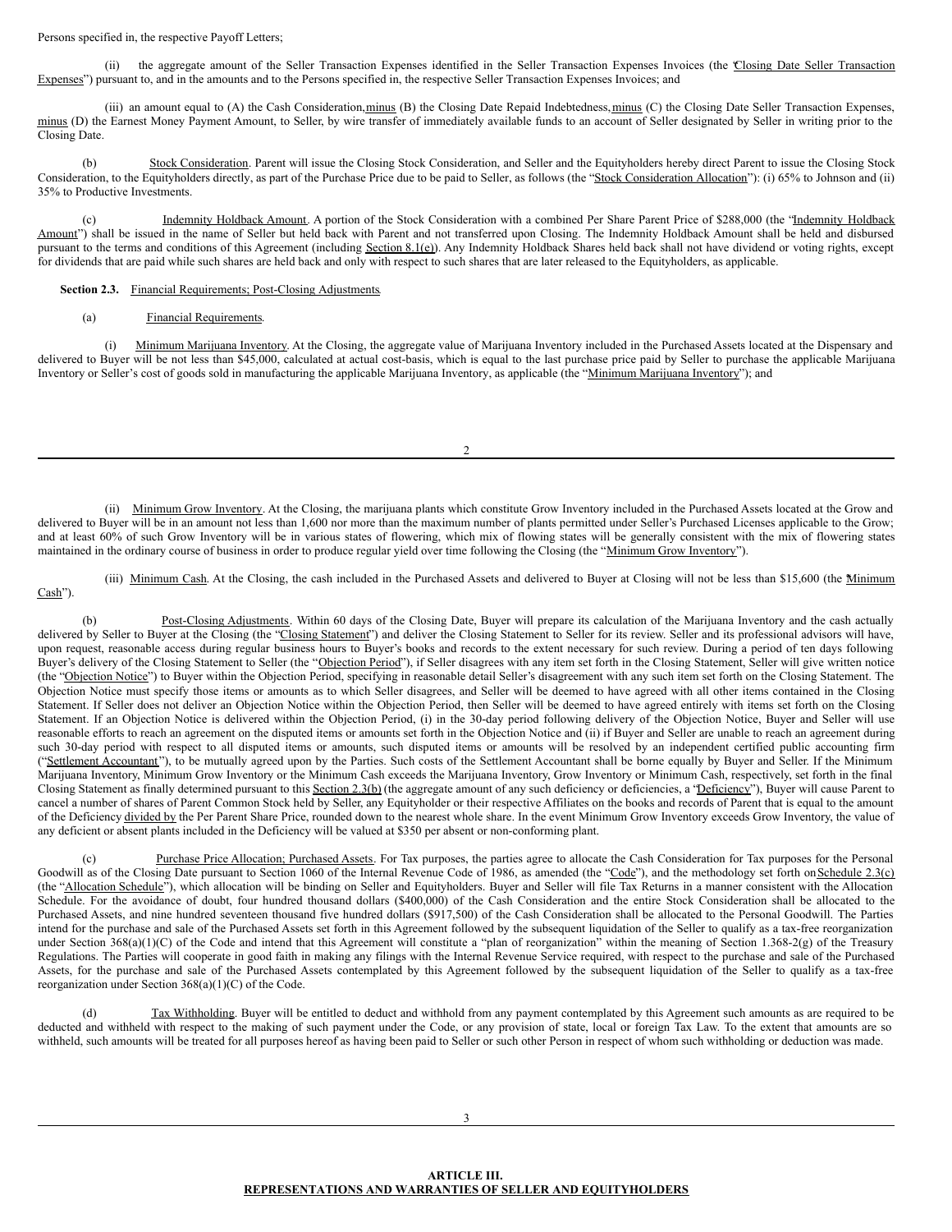Persons specified in, the respective Payoff Letters;

(ii) the aggregate amount of the Seller Transaction Expenses identified in the Seller Transaction Expenses Invoices (the "Closing Date Seller Transaction Expenses") pursuant to, and in the amounts and to the Persons specified in, the respective Seller Transaction Expenses Invoices; and

(iii) an amount equal to (A) the Cash Consideration, minus (B) the Closing Date Repaid Indebtedness, minus (C) the Closing Date Seller Transaction Expenses, minus (D) the Earnest Money Payment Amount, to Seller, by wire transfer of immediately available funds to an account of Seller designated by Seller in writing prior to the Closing Date.

(b) Stock Consideration. Parent will issue the Closing Stock Consideration, and Seller and the Equityholders hereby direct Parent to issue the Closing Stock Consideration, to the Equityholders directly, as part of the Purchase Price due to be paid to Seller, as follows (the "Stock Consideration Allocation"): (i) 65% to Johnson and (ii) 35% to Productive Investments.

(c) Indemnity Holdback Amount. A portion of the Stock Consideration with a combined Per Share Parent Price of $288,000 (the "Indemnity Holdback Amount") shall be issued in the name of Seller but held back with Parent and not transferred upon Closing. The Indemnity Holdback Amount shall be held and disbursed pursuant to the terms and conditions of this Agreement (including Section 8.1(e)). Any Indemnity Holdback Shares held back shall not have dividend or voting rights, except for dividends that are paid while such shares are held back and only with respect to such shares that are later released to the Equityholders, as applicable.

**Section 2.3.** Financial Requirements; Post-Closing Adjustments.

(a) Financial Requirements.

(i) Minimum Marijuana Inventory. At the Closing, the aggregate value of Marijuana Inventory included in the Purchased Assets located at the Dispensary and delivered to Buyer will be not less than $45,000, calculated at actual cost-basis, which is equal to the last purchase price paid by Seller to purchase the applicable Marijuana Inventory or Seller's cost of goods sold in manufacturing the applicable Marijuana Inventory, as applicable (the "Minimum Marijuana Inventory"); and

(ii) Minimum Grow Inventory. At the Closing, the marijuana plants which constitute Grow Inventory included in the Purchased Assets located at the Grow and delivered to Buyer will be in an amount not less than 1,600 nor more than the maximum number of plants permitted under Seller's Purchased Licenses applicable to the Grow; and at least 60% of such Grow Inventory will be in various states of flowering, which mix of flowing states will be generally consistent with the mix of flowering states maintained in the ordinary course of business in order to produce regular yield over time following the Closing (the "Minimum Grow Inventory").

(iii) Minimum Cash. At the Closing, the cash included in the Purchased Assets and delivered to Buyer at Closing will not be less than $15,600 (the "Minimum Cash").

(b) Post-Closing Adjustments. Within 60 days of the Closing Date, Buyer will prepare its calculation of the Marijuana Inventory and the cash actually delivered by Seller to Buyer at the Closing (the "Closing Statement") and deliver the Closing Statement to Seller for its review. Seller and its professional advisors will have, upon request, reasonable access during regular business hours to Buyer's books and records to the extent necessary for such review. During a period of ten days following Buyer's delivery of the Closing Statement to Seller (the "Objection Period"), if Seller disagrees with any item set forth in the Closing Statement, Seller will give written notice (the "Objection Notice") to Buyer within the Objection Period, specifying in reasonable detail Seller's disagreement with any such item set forth on the Closing Statement. The Objection Notice must specify those items or amounts as to which Seller disagrees, and Seller will be deemed to have agreed with all other items contained in the Closing Statement. If Seller does not deliver an Objection Notice within the Objection Period, then Seller will be deemed to have agreed entirely with items set forth on the Closing Statement. If an Objection Notice is delivered within the Objection Period, (i) in the 30-day period following delivery of the Objection Notice, Buyer and Seller will use reasonable efforts to reach an agreement on the disputed items or amounts set forth in the Objection Notice and (ii) if Buyer and Seller are unable to reach an agreement during such 30-day period with respect to all disputed items or amounts, such disputed items or amounts will be resolved by an independent certified public accounting firm ("Settlement Accountant"), to be mutually agreed upon by the Parties. Such costs of the Settlement Accountant shall be borne equally by Buyer and Seller. If the Minimum Marijuana Inventory, Minimum Grow Inventory or the Minimum Cash exceeds the Marijuana Inventory, Grow Inventory or Minimum Cash, respectively, set forth in the final Closing Statement as finally determined pursuant to this Section 2.3(b) (the aggregate amount of any such deficiency or deficiencies, a "Deficiency"), Buyer will cause Parent to cancel a number of shares of Parent Common Stock held by Seller, any Equityholder or their respective Affiliates on the books and records of Parent that is equal to the amount of the Deficiency divided by the Per Parent Share Price, rounded down to the nearest whole share. In the event Minimum Grow Inventory exceeds Grow Inventory, the value of any deficient or absent plants included in the Deficiency will be valued at $350 per absent or non-conforming plant.

(c) Purchase Price Allocation; Purchased Assets. For Tax purposes, the parties agree to allocate the Cash Consideration for Tax purposes for the Personal Goodwill as of the Closing Date pursuant to Section 1060 of the Internal Revenue Code of 1986, as amended (the "Code"), and the methodology set forth on Schedule 2.3(c) (the "Allocation Schedule"), which allocation will be binding on Seller and Equityholders. Buyer and Seller will file Tax Returns in a manner consistent with the Allocation Schedule. For the avoidance of doubt, four hundred thousand dollars ($400,000) of the Cash Consideration and the entire Stock Consideration shall be allocated to the Purchased Assets, and nine hundred seventeen thousand five hundred dollars ($917,500) of the Cash Consideration shall be allocated to the Personal Goodwill. The Parties intend for the purchase and sale of the Purchased Assets set forth in this Agreement followed by the subsequent liquidation of the Seller to qualify as a tax-free reorganization under Section 368(a)(1)(C) of the Code and intend that this Agreement will constitute a "plan of reorganization" within the meaning of Section 1.368-2(g) of the Treasury Regulations. The Parties will cooperate in good faith in making any filings with the Internal Revenue Service required, with respect to the purchase and sale of the Purchased Assets, for the purchase and sale of the Purchased Assets contemplated by this Agreement followed by the subsequent liquidation of the Seller to qualify as a tax-free reorganization under Section 368(a)(1)(C) of the Code.

(d) Tax Withholding. Buyer will be entitled to deduct and withhold from any payment contemplated by this Agreement such amounts as are required to be deducted and withheld with respect to the making of such payment under the Code, or any provision of state, local or foreign Tax Law. To the extent that amounts are so withheld, such amounts will be treated for all purposes hereof as having been paid to Seller or such other Person in respect of whom such withholding or deduction was made.

**ARTICLE III.**
**REPRESENTATIONS AND WARRANTIES OF SELLER AND EQUITYHOLDERS**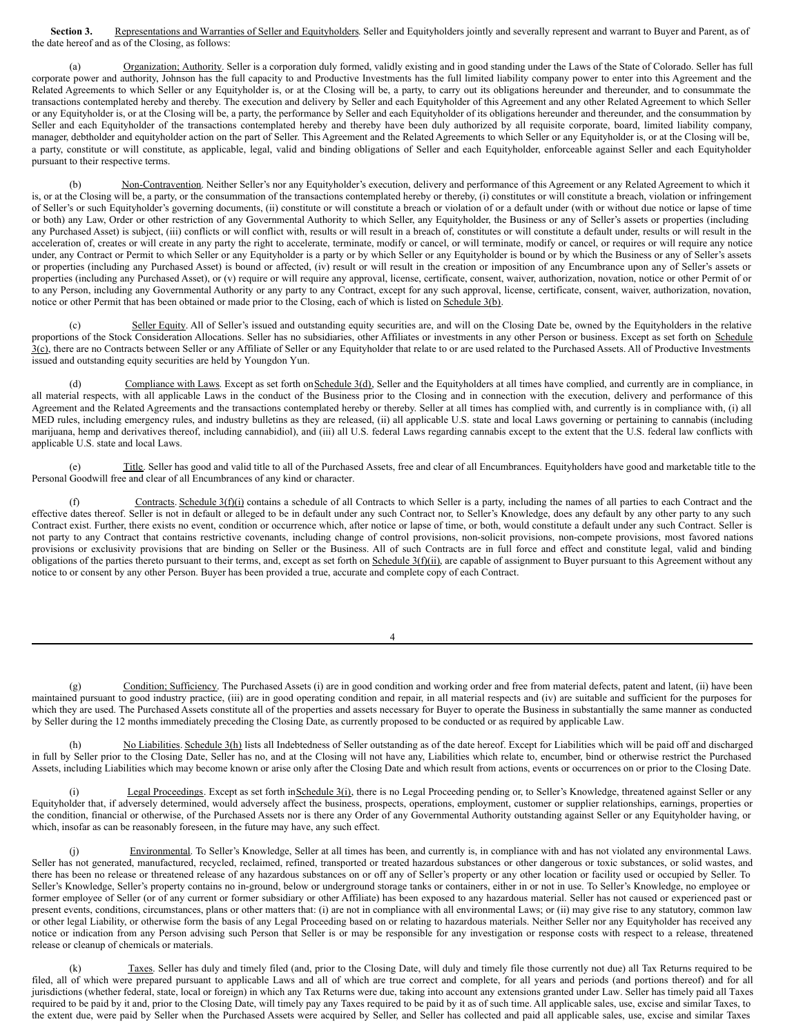**Section 3.** Representations and Warranties of Seller and Equityholders. Seller and Equityholders jointly and severally represent and warrant to Buyer and Parent, as of the date hereof and as of the Closing, as follows:

(a) Organization; Authority. Seller is a corporation duly formed, validly existing and in good standing under the Laws of the State of Colorado. Seller has full corporate power and authority, Johnson has the full capacity to and Productive Investments has the full limited liability company power to enter into this Agreement and the Related Agreements to which Seller or any Equityholder is, or at the Closing will be, a party, to carry out its obligations hereunder and thereunder, and to consummate the transactions contemplated hereby and thereby. The execution and delivery by Seller and each Equityholder of this Agreement and any other Related Agreement to which Seller or any Equityholder is, or at the Closing will be, a party, the performance by Seller and each Equityholder of its obligations hereunder and thereunder, and the consummation by Seller and each Equityholder of the transactions contemplated hereby and thereby have been duly authorized by all requisite corporate, board, limited liability company, manager, debtholder and equityholder action on the part of Seller. This Agreement and the Related Agreements to which Seller or any Equityholder is, or at the Closing will be, a party, constitute or will constitute, as applicable, legal, valid and binding obligations of Seller and each Equityholder, enforceable against Seller and each Equityholder pursuant to their respective terms.

(b) Non-Contravention. Neither Seller's nor any Equityholder's execution, delivery and performance of this Agreement or any Related Agreement to which it is, or at the Closing will be, a party, or the consummation of the transactions contemplated hereby or thereby, (i) constitutes or will constitute a breach, violation or infringement of Seller's or such Equityholder's governing documents, (ii) constitute or will constitute a breach or violation of or a default under (with or without due notice or lapse of time or both) any Law, Order or other restriction of any Governmental Authority to which Seller, any Equityholder, the Business or any of Seller's assets or properties (including any Purchased Asset) is subject, (iii) conflicts or will conflict with, results or will result in a breach of, constitutes or will constitute a default under, results or will result in the acceleration of, creates or will create in any party the right to accelerate, terminate, modify or cancel, or will terminate, modify or cancel, or requires or will require any notice under, any Contract or Permit to which Seller or any Equityholder is a party or by which Seller or any Equityholder is bound or by which the Business or any of Seller's assets or properties (including any Purchased Asset) is bound or affected, (iv) result or will result in the creation or imposition of any Encumbrance upon any of Seller's assets or properties (including any Purchased Asset), or (v) require or will require any approval, license, certificate, consent, waiver, authorization, novation, notice or other Permit of or to any Person, including any Governmental Authority or any party to any Contract, except for any such approval, license, certificate, consent, waiver, authorization, novation, notice or other Permit that has been obtained or made prior to the Closing, each of which is listed on Schedule 3(b).

(c) Seller Equity. All of Seller's issued and outstanding equity securities are, and will on the Closing Date be, owned by the Equityholders in the relative proportions of the Stock Consideration Allocations. Seller has no subsidiaries, other Affiliates or investments in any other Person or business. Except as set forth on Schedule 3(c), there are no Contracts between Seller or any Affiliate of Seller or any Equityholder that relate to or are used related to the Purchased Assets. All of Productive Investments issued and outstanding equity securities are held by Youngdon Yun.

(d) Compliance with Laws. Except as set forth on Schedule 3(d), Seller and the Equityholders at all times have complied, and currently are in compliance, in all material respects, with all applicable Laws in the conduct of the Business prior to the Closing and in connection with the execution, delivery and performance of this Agreement and the Related Agreements and the transactions contemplated hereby or thereby. Seller at all times has complied with, and currently is in compliance with, (i) all MED rules, including emergency rules, and industry bulletins as they are released, (ii) all applicable U.S. state and local Laws governing or pertaining to cannabis (including marijuana, hemp and derivatives thereof, including cannabidiol), and (iii) all U.S. federal Laws regarding cannabis except to the extent that the U.S. federal law conflicts with applicable U.S. state and local Laws.

(e) Title. Seller has good and valid title to all of the Purchased Assets, free and clear of all Encumbrances. Equityholders have good and marketable title to the Personal Goodwill free and clear of all Encumbrances of any kind or character.

(f) Contracts. Schedule 3(f)(i) contains a schedule of all Contracts to which Seller is a party, including the names of all parties to each Contract and the effective dates thereof. Seller is not in default or alleged to be in default under any such Contract nor, to Seller's Knowledge, does any default by any other party to any such Contract exist. Further, there exists no event, condition or occurrence which, after notice or lapse of time, or both, would constitute a default under any such Contract. Seller is not party to any Contract that contains restrictive covenants, including change of control provisions, non-solicit provisions, non-compete provisions, most favored nations provisions or exclusivity provisions that are binding on Seller or the Business. All of such Contracts are in full force and effect and constitute legal, valid and binding obligations of the parties thereto pursuant to their terms, and, except as set forth on Schedule 3(f)(ii), are capable of assignment to Buyer pursuant to this Agreement without any notice to or consent by any other Person. Buyer has been provided a true, accurate and complete copy of each Contract.

(g) Condition; Sufficiency. The Purchased Assets (i) are in good condition and working order and free from material defects, patent and latent, (ii) have been maintained pursuant to good industry practice, (iii) are in good operating condition and repair, in all material respects and (iv) are suitable and sufficient for the purposes for which they are used. The Purchased Assets constitute all of the properties and assets necessary for Buyer to operate the Business in substantially the same manner as conducted by Seller during the 12 months immediately preceding the Closing Date, as currently proposed to be conducted or as required by applicable Law.

(h) No Liabilities. Schedule 3(h) lists all Indebtedness of Seller outstanding as of the date hereof. Except for Liabilities which will be paid off and discharged in full by Seller prior to the Closing Date, Seller has no, and at the Closing will not have any, Liabilities which relate to, encumber, bind or otherwise restrict the Purchased Assets, including Liabilities which may become known or arise only after the Closing Date and which result from actions, events or occurrences on or prior to the Closing Date.

(i) Legal Proceedings. Except as set forth in Schedule 3(i), there is no Legal Proceeding pending or, to Seller's Knowledge, threatened against Seller or any Equityholder that, if adversely determined, would adversely affect the business, prospects, operations, employment, customer or supplier relationships, earnings, properties or the condition, financial or otherwise, of the Purchased Assets nor is there any Order of any Governmental Authority outstanding against Seller or any Equityholder having, or which, insofar as can be reasonably foreseen, in the future may have, any such effect.

(j) Environmental. To Seller's Knowledge, Seller at all times has been, and currently is, in compliance with and has not violated any environmental Laws. Seller has not generated, manufactured, recycled, reclaimed, refined, transported or treated hazardous substances or other dangerous or toxic substances, or solid wastes, and there has been no release or threatened release of any hazardous substances on or off any of Seller's property or any other location or facility used or occupied by Seller. To Seller's Knowledge, Seller's property contains no in-ground, below or underground storage tanks or containers, either in or not in use. To Seller's Knowledge, no employee or former employee of Seller (or of any current or former subsidiary or other Affiliate) has been exposed to any hazardous material. Seller has not caused or experienced past or present events, conditions, circumstances, plans or other matters that: (i) are not in compliance with all environmental Laws; or (ii) may give rise to any statutory, common law or other legal Liability, or otherwise form the basis of any Legal Proceeding based on or relating to hazardous materials. Neither Seller nor any Equityholder has received any notice or indication from any Person advising such Person that Seller is or may be responsible for any investigation or response costs with respect to a release, threatened release or cleanup of chemicals or materials.

(k) Taxes. Seller has duly and timely filed (and, prior to the Closing Date, will duly and timely file those currently not due) all Tax Returns required to be filed, all of which were prepared pursuant to applicable Laws and all of which are true correct and complete, for all years and periods (and portions thereof) and for all jurisdictions (whether federal, state, local or foreign) in which any Tax Returns were due, taking into account any extensions granted under Law. Seller has timely paid all Taxes required to be paid by it and, prior to the Closing Date, will timely pay any Taxes required to be paid by it as of such time. All applicable sales, use, excise and similar Taxes, to the extent due, were paid by Seller when the Purchased Assets were acquired by Seller, and Seller has collected and paid all applicable sales, use, excise and similar Taxes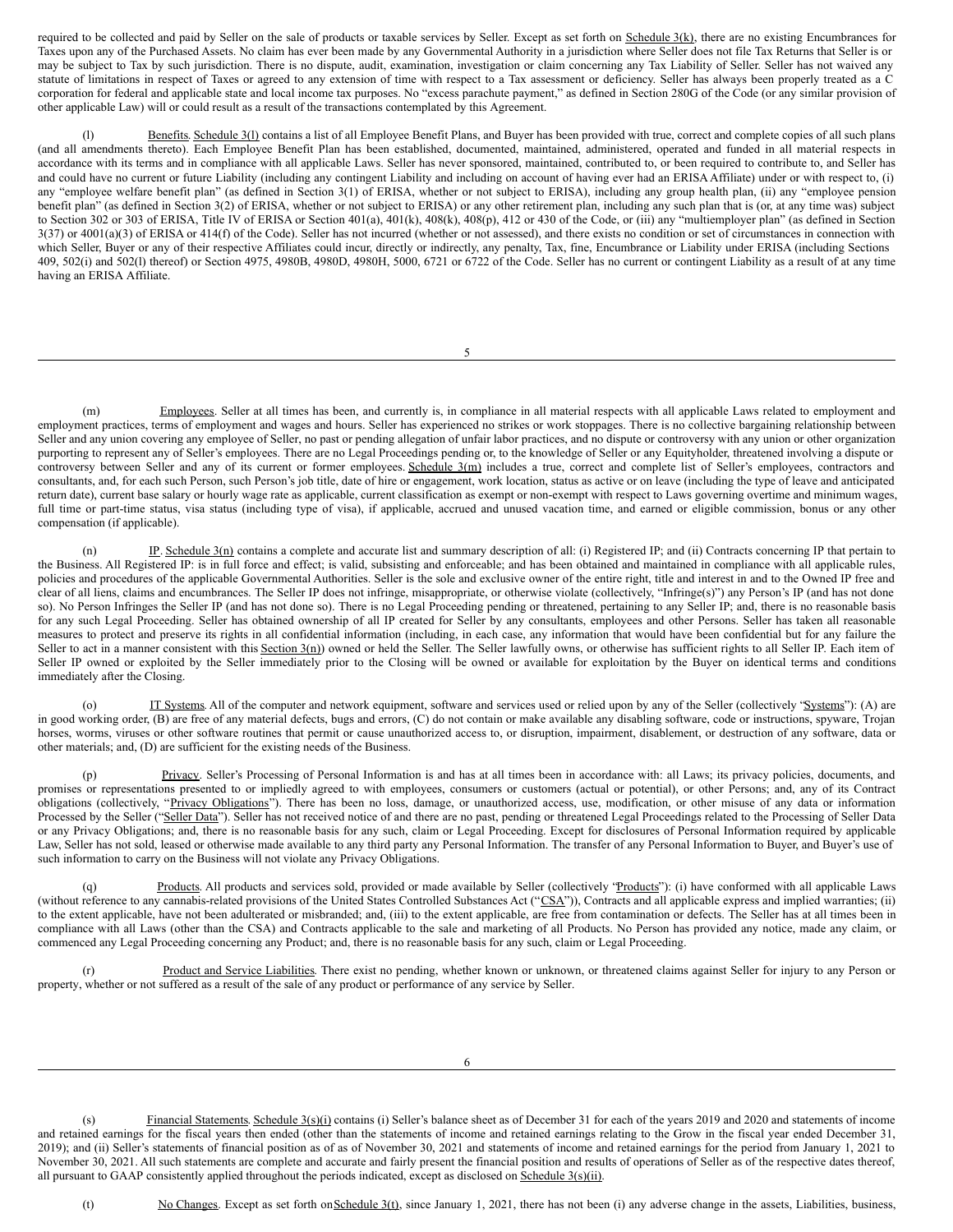required to be collected and paid by Seller on the sale of products or taxable services by Seller. Except as set forth on Schedule 3(k), there are no existing Encumbrances for Taxes upon any of the Purchased Assets. No claim has ever been made by any Governmental Authority in a jurisdiction where Seller does not file Tax Returns that Seller is or may be subject to Tax by such jurisdiction. There is no dispute, audit, examination, investigation or claim concerning any Tax Liability of Seller. Seller has not waived any statute of limitations in respect of Taxes or agreed to any extension of time with respect to a Tax assessment or deficiency. Seller has always been properly treated as a C corporation for federal and applicable state and local income tax purposes. No "excess parachute payment," as defined in Section 280G of the Code (or any similar provision of other applicable Law) will or could result as a result of the transactions contemplated by this Agreement.

(l) Benefits. Schedule 3(l) contains a list of all Employee Benefit Plans, and Buyer has been provided with true, correct and complete copies of all such plans (and all amendments thereto). Each Employee Benefit Plan has been established, documented, maintained, administered, operated and funded in all material respects in accordance with its terms and in compliance with all applicable Laws. Seller has never sponsored, maintained, contributed to, or been required to contribute to, and Seller has and could have no current or future Liability (including any contingent Liability and including on account of having ever had an ERISA Affiliate) under or with respect to, (i) any "employee welfare benefit plan" (as defined in Section 3(1) of ERISA, whether or not subject to ERISA), including any group health plan, (ii) any "employee pension benefit plan" (as defined in Section 3(2) of ERISA, whether or not subject to ERISA) or any other retirement plan, including any such plan that is (or, at any time was) subject to Section 302 or 303 of ERISA, Title IV of ERISA or Section 401(a), 401(k), 408(k), 408(p), 412 or 430 of the Code, or (iii) any "multiemployer plan" (as defined in Section 3(37) or 4001(a)(3) of ERISA or 414(f) of the Code). Seller has not incurred (whether or not assessed), and there exists no condition or set of circumstances in connection with which Seller, Buyer or any of their respective Affiliates could incur, directly or indirectly, any penalty, Tax, fine, Encumbrance or Liability under ERISA (including Sections 409, 502(i) and 502(l) thereof) or Section 4975, 4980B, 4980D, 4980H, 5000, 6721 or 6722 of the Code. Seller has no current or contingent Liability as a result of at any time having an ERISA Affiliate.

(m) Employees. Seller at all times has been, and currently is, in compliance in all material respects with all applicable Laws related to employment and employment practices, terms of employment and wages and hours. Seller has experienced no strikes or work stoppages. There is no collective bargaining relationship between Seller and any union covering any employee of Seller, no past or pending allegation of unfair labor practices, and no dispute or controversy with any union or other organization purporting to represent any of Seller's employees. There are no Legal Proceedings pending or, to the knowledge of Seller or any Equityholder, threatened involving a dispute or controversy between Seller and any of its current or former employees. Schedule 3(m) includes a true, correct and complete list of Seller's employees, contractors and consultants, and, for each such Person, such Person's job title, date of hire or engagement, work location, status as active or on leave (including the type of leave and anticipated return date), current base salary or hourly wage rate as applicable, current classification as exempt or non-exempt with respect to Laws governing overtime and minimum wages, full time or part-time status, visa status (including type of visa), if applicable, accrued and unused vacation time, and earned or eligible commission, bonus or any other compensation (if applicable).

(n) IP. Schedule 3(n) contains a complete and accurate list and summary description of all: (i) Registered IP; and (ii) Contracts concerning IP that pertain to the Business. All Registered IP: is in full force and effect; is valid, subsisting and enforceable; and has been obtained and maintained in compliance with all applicable rules, policies and procedures of the applicable Governmental Authorities. Seller is the sole and exclusive owner of the entire right, title and interest in and to the Owned IP free and clear of all liens, claims and encumbrances. The Seller IP does not infringe, misappropriate, or otherwise violate (collectively, "Infringe(s)") any Person's IP (and has not done so). No Person Infringes the Seller IP (and has not done so). There is no Legal Proceeding pending or threatened, pertaining to any Seller IP; and, there is no reasonable basis for any such Legal Proceeding. Seller has obtained ownership of all IP created for Seller by any consultants, employees and other Persons. Seller has taken all reasonable measures to protect and preserve its rights in all confidential information (including, in each case, any information that would have been confidential but for any failure the Seller to act in a manner consistent with this Section 3(n)) owned or held the Seller. The Seller lawfully owns, or otherwise has sufficient rights to all Seller IP. Each item of Seller IP owned or exploited by the Seller immediately prior to the Closing will be owned or available for exploitation by the Buyer on identical terms and conditions immediately after the Closing.

(o) IT Systems. All of the computer and network equipment, software and services used or relied upon by any of the Seller (collectively "Systems"): (A) are in good working order, (B) are free of any material defects, bugs and errors, (C) do not contain or make available any disabling software, code or instructions, spyware, Trojan horses, worms, viruses or other software routines that permit or cause unauthorized access to, or disruption, impairment, disablement, or destruction of any software, data or other materials; and, (D) are sufficient for the existing needs of the Business.

(p) Privacy. Seller's Processing of Personal Information is and has at all times been in accordance with: all Laws; its privacy policies, documents, and promises or representations presented to or impliedly agreed to with employees, consumers or customers (actual or potential), or other Persons; and, any of its Contract obligations (collectively, "Privacy Obligations"). There has been no loss, damage, or unauthorized access, use, modification, or other misuse of any data or information Processed by the Seller ("Seller Data"). Seller has not received notice of and there are no past, pending or threatened Legal Proceedings related to the Processing of Seller Data or any Privacy Obligations; and, there is no reasonable basis for any such, claim or Legal Proceeding. Except for disclosures of Personal Information required by applicable Law, Seller has not sold, leased or otherwise made available to any third party any Personal Information. The transfer of any Personal Information to Buyer, and Buyer's use of such information to carry on the Business will not violate any Privacy Obligations.

(q) Products. All products and services sold, provided or made available by Seller (collectively "Products"): (i) have conformed with all applicable Laws (without reference to any cannabis-related provisions of the United States Controlled Substances Act ("CSA")), Contracts and all applicable express and implied warranties; (ii) to the extent applicable, have not been adulterated or misbranded; and, (iii) to the extent applicable, are free from contamination or defects. The Seller has at all times been in compliance with all Laws (other than the CSA) and Contracts applicable to the sale and marketing of all Products. No Person has provided any notice, made any claim, or commenced any Legal Proceeding concerning any Product; and, there is no reasonable basis for any such, claim or Legal Proceeding.

(r) Product and Service Liabilities. There exist no pending, whether known or unknown, or threatened claims against Seller for injury to any Person or property, whether or not suffered as a result of the sale of any product or performance of any service by Seller.

(s) Financial Statements. Schedule 3(s)(i) contains (i) Seller's balance sheet as of December 31 for each of the years 2019 and 2020 and statements of income and retained earnings for the fiscal years then ended (other than the statements of income and retained earnings relating to the Grow in the fiscal year ended December 31, 2019); and (ii) Seller's statements of financial position as of as of November 30, 2021 and statements of income and retained earnings for the period from January 1, 2021 to November 30, 2021. All such statements are complete and accurate and fairly present the financial position and results of operations of Seller as of the respective dates thereof, all pursuant to GAAP consistently applied throughout the periods indicated, except as disclosed on Schedule 3(s)(ii).

(t) No Changes. Except as set forth on Schedule 3(t), since January 1, 2021, there has not been (i) any adverse change in the assets, Liabilities, business,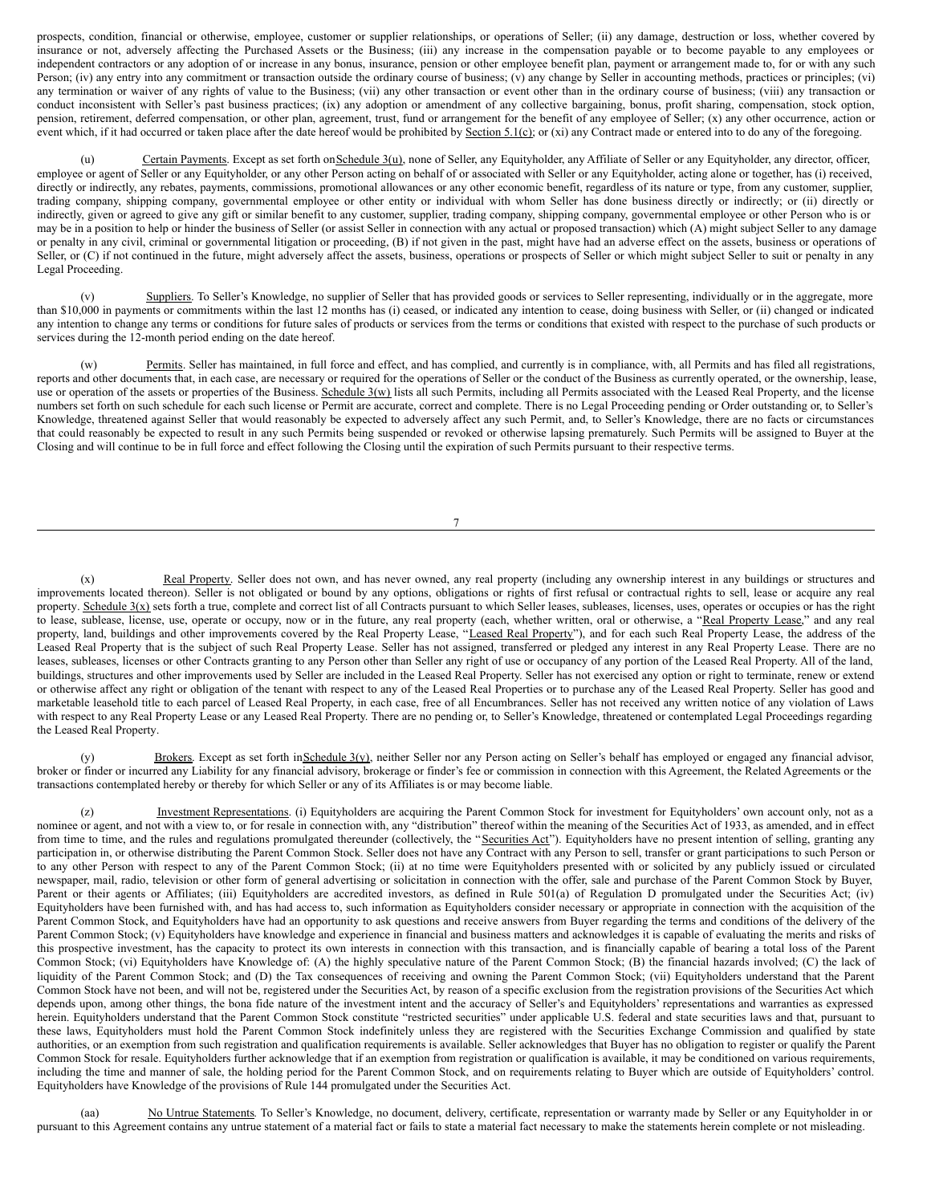prospects, condition, financial or otherwise, employee, customer or supplier relationships, or operations of Seller; (ii) any damage, destruction or loss, whether covered by insurance or not, adversely affecting the Purchased Assets or the Business; (iii) any increase in the compensation payable or to become payable to any employees or independent contractors or any adoption of or increase in any bonus, insurance, pension or other employee benefit plan, payment or arrangement made to, for or with any such Person; (iv) any entry into any commitment or transaction outside the ordinary course of business; (v) any change by Seller in accounting methods, practices or principles; (vi) any termination or waiver of any rights of value to the Business; (vii) any other transaction or event other than in the ordinary course of business; (viii) any transaction or conduct inconsistent with Seller's past business practices; (ix) any adoption or amendment of any collective bargaining, bonus, profit sharing, compensation, stock option, pension, retirement, deferred compensation, or other plan, agreement, trust, fund or arrangement for the benefit of any employee of Seller; (x) any other occurrence, action or event which, if it had occurred or taken place after the date hereof would be prohibited by Section 5.1(c); or (xi) any Contract made or entered into to do any of the foregoing.

(u) Certain Payments. Except as set forth on Schedule 3(u), none of Seller, any Equityholder, any Affiliate of Seller or any Equityholder, any director, officer, employee or agent of Seller or any Equityholder, or any other Person acting on behalf of or associated with Seller or any Equityholder, acting alone or together, has (i) received, directly or indirectly, any rebates, payments, commissions, promotional allowances or any other economic benefit, regardless of its nature or type, from any customer, supplier, trading company, shipping company, governmental employee or other entity or individual with whom Seller has done business directly or indirectly; or (ii) directly or indirectly, given or agreed to give any gift or similar benefit to any customer, supplier, trading company, shipping company, governmental employee or other Person who is or may be in a position to help or hinder the business of Seller (or assist Seller in connection with any actual or proposed transaction) which (A) might subject Seller to any damage or penalty in any civil, criminal or governmental litigation or proceeding, (B) if not given in the past, might have had an adverse effect on the assets, business or operations of Seller, or (C) if not continued in the future, might adversely affect the assets, business, operations or prospects of Seller or which might subject Seller to suit or penalty in any Legal Proceeding.

(v) Suppliers. To Seller's Knowledge, no supplier of Seller that has provided goods or services to Seller representing, individually or in the aggregate, more than $10,000 in payments or commitments within the last 12 months has (i) ceased, or indicated any intention to cease, doing business with Seller, or (ii) changed or indicated any intention to change any terms or conditions for future sales of products or services from the terms or conditions that existed with respect to the purchase of such products or services during the 12-month period ending on the date hereof.

(w) Permits. Seller has maintained, in full force and effect, and has complied, and currently is in compliance, with, all Permits and has filed all registrations, reports and other documents that, in each case, are necessary or required for the operations of Seller or the conduct of the Business as currently operated, or the ownership, lease, use or operation of the assets or properties of the Business. Schedule 3(w) lists all such Permits, including all Permits associated with the Leased Real Property, and the license numbers set forth on such schedule for each such license or Permit are accurate, correct and complete. There is no Legal Proceeding pending or Order outstanding or, to Seller's Knowledge, threatened against Seller that would reasonably be expected to adversely affect any such Permit, and, to Seller's Knowledge, there are no facts or circumstances that could reasonably be expected to result in any such Permits being suspended or revoked or otherwise lapsing prematurely. Such Permits will be assigned to Buyer at the Closing and will continue to be in full force and effect following the Closing until the expiration of such Permits pursuant to their respective terms.

(x) Real Property. Seller does not own, and has never owned, any real property (including any ownership interest in any buildings or structures and improvements located thereon). Seller is not obligated or bound by any options, obligations or rights of first refusal or contractual rights to sell, lease or acquire any real property. Schedule 3(x) sets forth a true, complete and correct list of all Contracts pursuant to which Seller leases, subleases, licenses, uses, operates or occupies or has the right to lease, sublease, license, use, operate or occupy, now or in the future, any real property (each, whether written, oral or otherwise, a "Real Property Lease," and any real property, land, buildings and other improvements covered by the Real Property Lease, "Leased Real Property"), and for each such Real Property Lease, the address of the Leased Real Property that is the subject of such Real Property Lease. Seller has not assigned, transferred or pledged any interest in any Real Property Lease. There are no leases, subleases, licenses or other Contracts granting to any Person other than Seller any right of use or occupancy of any portion of the Leased Real Property. All of the land, buildings, structures and other improvements used by Seller are included in the Leased Real Property. Seller has not exercised any option or right to terminate, renew or extend or otherwise affect any right or obligation of the tenant with respect to any of the Leased Real Properties or to purchase any of the Leased Real Property. Seller has good and marketable leasehold title to each parcel of Leased Real Property, in each case, free of all Encumbrances. Seller has not received any written notice of any violation of Laws with respect to any Real Property Lease or any Leased Real Property. There are no pending or, to Seller's Knowledge, threatened or contemplated Legal Proceedings regarding the Leased Real Property.

(y) Brokers. Except as set forth in Schedule 3(y), neither Seller nor any Person acting on Seller's behalf has employed or engaged any financial advisor, broker or finder or incurred any Liability for any financial advisory, brokerage or finder's fee or commission in connection with this Agreement, the Related Agreements or the transactions contemplated hereby or thereby for which Seller or any of its Affiliates is or may become liable.

(z) Investment Representations. (i) Equityholders are acquiring the Parent Common Stock for investment for Equityholders' own account only, not as a nominee or agent, and not with a view to, or for resale in connection with, any "distribution" thereof within the meaning of the Securities Act of 1933, as amended, and in effect from time to time, and the rules and regulations promulgated thereunder (collectively, the "Securities Act"). Equityholders have no present intention of selling, granting any participation in, or otherwise distributing the Parent Common Stock. Seller does not have any Contract with any Person to sell, transfer or grant participations to such Person or to any other Person with respect to any of the Parent Common Stock; (ii) at no time were Equityholders presented with or solicited by any publicly issued or circulated newspaper, mail, radio, television or other form of general advertising or solicitation in connection with the offer, sale and purchase of the Parent Common Stock by Buyer, Parent or their agents or Affiliates; (iii) Equityholders are accredited investors, as defined in Rule 501(a) of Regulation D promulgated under the Securities Act; (iv) Equityholders have been furnished with, and has had access to, such information as Equityholders consider necessary or appropriate in connection with the acquisition of the Parent Common Stock, and Equityholders have had an opportunity to ask questions and receive answers from Buyer regarding the terms and conditions of the delivery of the Parent Common Stock; (v) Equityholders have knowledge and experience in financial and business matters and acknowledges it is capable of evaluating the merits and risks of this prospective investment, has the capacity to protect its own interests in connection with this transaction, and is financially capable of bearing a total loss of the Parent Common Stock; (vi) Equityholders have Knowledge of: (A) the highly speculative nature of the Parent Common Stock; (B) the financial hazards involved; (C) the lack of liquidity of the Parent Common Stock; and (D) the Tax consequences of receiving and owning the Parent Common Stock; (vii) Equityholders understand that the Parent Common Stock have not been, and will not be, registered under the Securities Act, by reason of a specific exclusion from the registration provisions of the Securities Act which depends upon, among other things, the bona fide nature of the investment intent and the accuracy of Seller's and Equityholders' representations and warranties as expressed herein. Equityholders understand that the Parent Common Stock constitute "restricted securities" under applicable U.S. federal and state securities laws and that, pursuant to these laws, Equityholders must hold the Parent Common Stock indefinitely unless they are registered with the Securities Exchange Commission and qualified by state authorities, or an exemption from such registration and qualification requirements is available. Seller acknowledges that Buyer has no obligation to register or qualify the Parent Common Stock for resale. Equityholders further acknowledge that if an exemption from registration or qualification is available, it may be conditioned on various requirements, including the time and manner of sale, the holding period for the Parent Common Stock, and on requirements relating to Buyer which are outside of Equityholders' control. Equityholders have Knowledge of the provisions of Rule 144 promulgated under the Securities Act.

(aa) No Untrue Statements. To Seller's Knowledge, no document, delivery, certificate, representation or warranty made by Seller or any Equityholder in or pursuant to this Agreement contains any untrue statement of a material fact or fails to state a material fact necessary to make the statements herein complete or not misleading.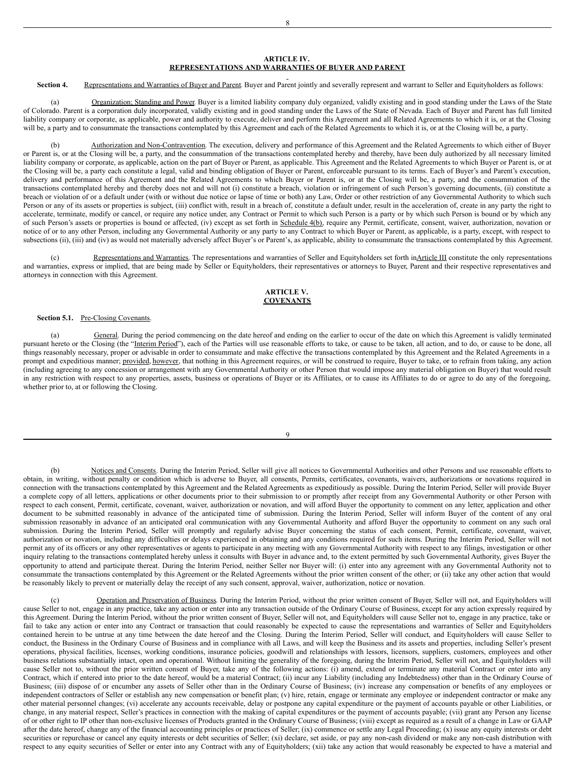## ARTICLE IV.
## REPRESENTATIONS AND WARRANTIES OF BUYER AND PARENT

**Section 4.** Representations and Warranties of Buyer and Parent. Buyer and Parent jointly and severally represent and warrant to Seller and Equityholders as follows:

(a) Organization; Standing and Power. Buyer is a limited liability company duly organized, validly existing and in good standing under the Laws of the State of Colorado. Parent is a corporation duly incorporated, validly existing and in good standing under the Laws of the State of Nevada. Each of Buyer and Parent has full limited liability company or corporate, as applicable, power and authority to execute, deliver and perform this Agreement and all Related Agreements to which it is, or at the Closing will be, a party and to consummate the transactions contemplated by this Agreement and each of the Related Agreements to which it is, or at the Closing will be, a party.

(b) Authorization and Non-Contravention. The execution, delivery and performance of this Agreement and the Related Agreements to which either of Buyer or Parent is, or at the Closing will be, a party, and the consummation of the transactions contemplated hereby and thereby, have been duly authorized by all necessary limited liability company or corporate, as applicable, action on the part of Buyer or Parent, as applicable. This Agreement and the Related Agreements to which Buyer or Parent is, or at the Closing will be, a party each constitute a legal, valid and binding obligation of Buyer or Parent, enforceable pursuant to its terms. Each of Buyer's and Parent's execution, delivery and performance of this Agreement and the Related Agreements to which Buyer or Parent is, or at the Closing will be, a party, and the consummation of the transactions contemplated hereby and thereby does not and will not (i) constitute a breach, violation or infringement of such Person's governing documents, (ii) constitute a breach or violation of or a default under (with or without due notice or lapse of time or both) any Law, Order or other restriction of any Governmental Authority to which such Person or any of its assets or properties is subject, (iii) conflict with, result in a breach of, constitute a default under, result in the acceleration of, create in any party the right to accelerate, terminate, modify or cancel, or require any notice under, any Contract or Permit to which such Person is a party or by which such Person is bound or by which any of such Person's assets or properties is bound or affected, (iv) except as set forth in Schedule 4(b), require any Permit, certificate, consent, waiver, authorization, novation or notice of or to any other Person, including any Governmental Authority or any party to any Contract to which Buyer or Parent, as applicable, is a party, except, with respect to subsections (ii), (iii) and (iv) as would not materially adversely affect Buyer's or Parent's, as applicable, ability to consummate the transactions contemplated by this Agreement.

(c) Representations and Warranties. The representations and warranties of Seller and Equityholders set forth in Article III constitute the only representations and warranties, express or implied, that are being made by Seller or Equityholders, their representatives or attorneys to Buyer, Parent and their respective representatives and attorneys in connection with this Agreement.

## ARTICLE V.
## COVENANTS

**Section 5.1.** Pre-Closing Covenants.

(a) General. During the period commencing on the date hereof and ending on the earlier to occur of the date on which this Agreement is validly terminated pursuant hereto or the Closing (the "Interim Period"), each of the Parties will use reasonable efforts to take, or cause to be taken, all action, and to do, or cause to be done, all things reasonably necessary, proper or advisable in order to consummate and make effective the transactions contemplated by this Agreement and the Related Agreements in a prompt and expeditious manner; provided, however, that nothing in this Agreement requires, or will be construed to require, Buyer to take, or to refrain from taking, any action (including agreeing to any concession or arrangement with any Governmental Authority or other Person that would impose any material obligation on Buyer) that would result in any restriction with respect to any properties, assets, business or operations of Buyer or its Affiliates, or to cause its Affiliates to do or agree to do any of the foregoing, whether prior to, at or following the Closing.

(b) Notices and Consents. During the Interim Period, Seller will give all notices to Governmental Authorities and other Persons and use reasonable efforts to obtain, in writing, without penalty or condition which is adverse to Buyer, all consents, Permits, certificates, covenants, waivers, authorizations or novations required in connection with the transactions contemplated by this Agreement and the Related Agreements as expeditiously as possible. During the Interim Period, Seller will provide Buyer a complete copy of all letters, applications or other documents prior to their submission to or promptly after receipt from any Governmental Authority or other Person with respect to each consent, Permit, certificate, covenant, waiver, authorization or novation, and will afford Buyer the opportunity to comment on any letter, application and other document to be submitted reasonably in advance of the anticipated time of submission. During the Interim Period, Seller will inform Buyer of the content of any oral submission reasonably in advance of an anticipated oral communication with any Governmental Authority and afford Buyer the opportunity to comment on any such oral submission. During the Interim Period, Seller will promptly and regularly advise Buyer concerning the status of each consent, Permit, certificate, covenant, waiver, authorization or novation, including any difficulties or delays experienced in obtaining and any conditions required for such items. During the Interim Period, Seller will not permit any of its officers or any other representatives or agents to participate in any meeting with any Governmental Authority with respect to any filings, investigation or other inquiry relating to the transactions contemplated hereby unless it consults with Buyer in advance and, to the extent permitted by such Governmental Authority, gives Buyer the opportunity to attend and participate thereat. During the Interim Period, neither Seller nor Buyer will: (i) enter into any agreement with any Governmental Authority not to consummate the transactions contemplated by this Agreement or the Related Agreements without the prior written consent of the other; or (ii) take any other action that would be reasonably likely to prevent or materially delay the receipt of any such consent, approval, waiver, authorization, notice or novation.

(c) Operation and Preservation of Business. During the Interim Period, without the prior written consent of Buyer, Seller will not, and Equityholders will cause Seller to not, engage in any practice, take any action or enter into any transaction outside of the Ordinary Course of Business, except for any action expressly required by this Agreement. During the Interim Period, without the prior written consent of Buyer, Seller will not, and Equityholders will cause Seller not to, engage in any practice, take or fail to take any action or enter into any Contract or transaction that could reasonably be expected to cause the representations and warranties of Seller and Equityholders contained herein to be untrue at any time between the date hereof and the Closing. During the Interim Period, Seller will conduct, and Equityholders will cause Seller to conduct, the Business in the Ordinary Course of Business and in compliance with all Laws, and will keep the Business and its assets and properties, including Seller's present operations, physical facilities, licenses, working conditions, insurance policies, goodwill and relationships with lessors, licensors, suppliers, customers, employees and other business relations substantially intact, open and operational. Without limiting the generality of the foregoing, during the Interim Period, Seller will not, and Equityholders will cause Seller not to, without the prior written consent of Buyer, take any of the following actions: (i) amend, extend or terminate any material Contract or enter into any Contract, which if entered into prior to the date hereof, would be a material Contract; (ii) incur any Liability (including any Indebtedness) other than in the Ordinary Course of Business; (iii) dispose of or encumber any assets of Seller other than in the Ordinary Course of Business; (iv) increase any compensation or benefits of any employees or independent contractors of Seller or establish any new compensation or benefit plan; (v) hire, retain, engage or terminate any employee or independent contractor or make any other material personnel changes; (vi) accelerate any accounts receivable, delay or postpone any capital expenditure or the payment of accounts payable or other Liabilities, or change, in any material respect, Seller's practices in connection with the making of capital expenditures or the payment of accounts payable; (vii) grant any Person any license of or other right to IP other than non-exclusive licenses of Products granted in the Ordinary Course of Business; (viii) except as required as a result of a change in Law or GAAP after the date hereof, change any of the financial accounting principles or practices of Seller; (ix) commence or settle any Legal Proceeding; (x) issue any equity interests or debt securities or repurchase or cancel any equity interests or debt securities of Seller; (xi) declare, set aside, or pay any non-cash dividend or make any non-cash distribution with respect to any equity securities of Seller or enter into any Contract with any of Equityholders; (xii) take any action that would reasonably be expected to have a material and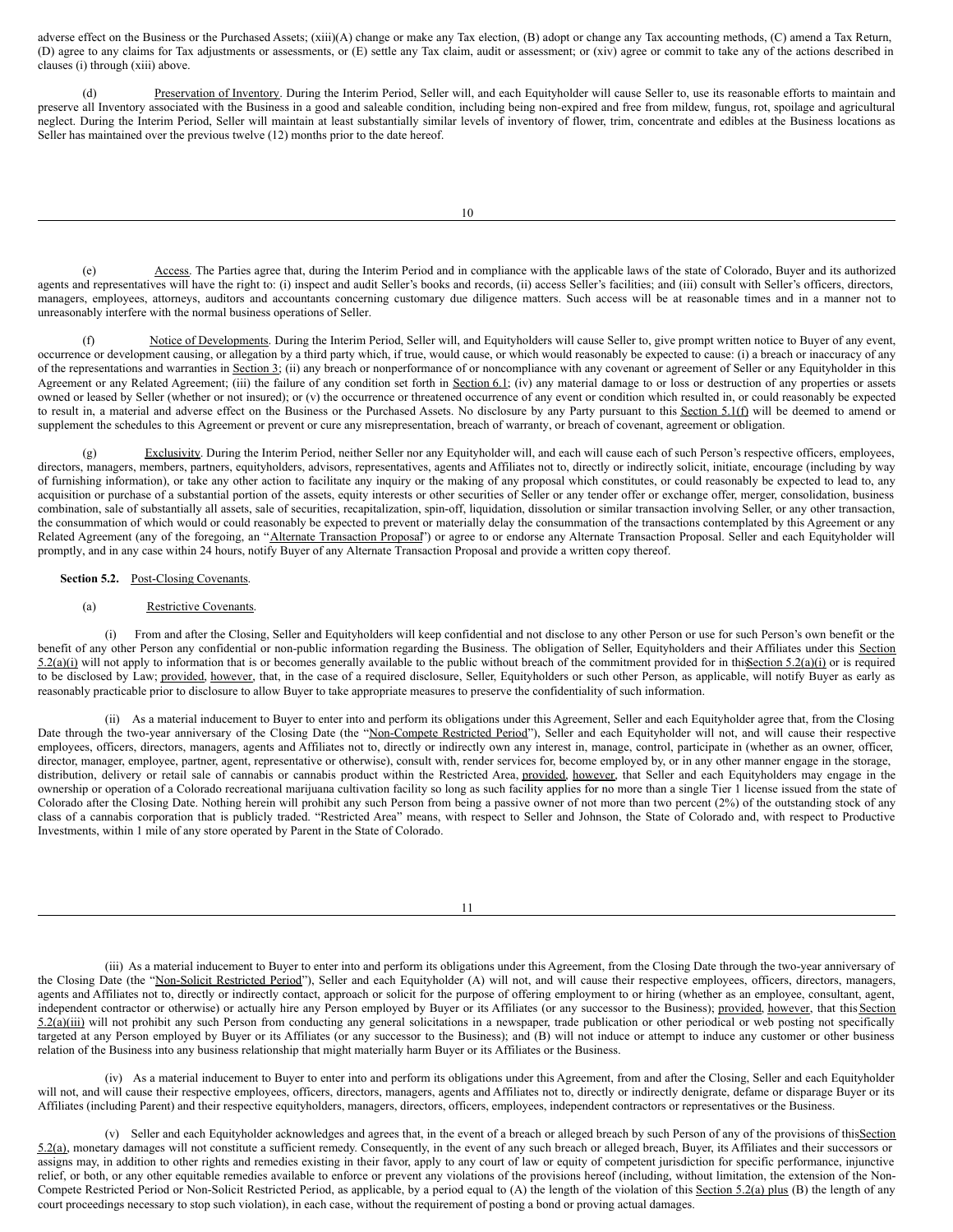adverse effect on the Business or the Purchased Assets; (xiii)(A) change or make any Tax election, (B) adopt or change any Tax accounting methods, (C) amend a Tax Return, (D) agree to any claims for Tax adjustments or assessments, or (E) settle any Tax claim, audit or assessment; or (xiv) agree or commit to take any of the actions described in clauses (i) through (xiii) above.

(d) Preservation of Inventory. During the Interim Period, Seller will, and each Equityholder will cause Seller to, use its reasonable efforts to maintain and preserve all Inventory associated with the Business in a good and saleable condition, including being non-expired and free from mildew, fungus, rot, spoilage and agricultural neglect. During the Interim Period, Seller will maintain at least substantially similar levels of inventory of flower, trim, concentrate and edibles at the Business locations as Seller has maintained over the previous twelve (12) months prior to the date hereof.

(e) Access. The Parties agree that, during the Interim Period and in compliance with the applicable laws of the state of Colorado, Buyer and its authorized agents and representatives will have the right to: (i) inspect and audit Seller's books and records, (ii) access Seller's facilities; and (iii) consult with Seller's officers, directors, managers, employees, attorneys, auditors and accountants concerning customary due diligence matters. Such access will be at reasonable times and in a manner not to unreasonably interfere with the normal business operations of Seller.

(f) Notice of Developments. During the Interim Period, Seller will, and Equityholders will cause Seller to, give prompt written notice to Buyer of any event, occurrence or development causing, or allegation by a third party which, if true, would cause, or which would reasonably be expected to cause: (i) a breach or inaccuracy of any of the representations and warranties in Section 3; (ii) any breach or nonperformance of or noncompliance with any covenant or agreement of Seller or any Equityholder in this Agreement or any Related Agreement; (iii) the failure of any condition set forth in Section 6.1; (iv) any material damage to or loss or destruction of any properties or assets owned or leased by Seller (whether or not insured); or (v) the occurrence or threatened occurrence of any event or condition which resulted in, or could reasonably be expected to result in, a material and adverse effect on the Business or the Purchased Assets. No disclosure by any Party pursuant to this Section 5.1(f) will be deemed to amend or supplement the schedules to this Agreement or prevent or cure any misrepresentation, breach of warranty, or breach of covenant, agreement or obligation.

(g) Exclusivity. During the Interim Period, neither Seller nor any Equityholder will, and each will cause each of such Person's respective officers, employees, directors, managers, members, partners, equityholders, advisors, representatives, agents and Affiliates not to, directly or indirectly solicit, initiate, encourage (including by way of furnishing information), or take any other action to facilitate any inquiry or the making of any proposal which constitutes, or could reasonably be expected to lead to, any acquisition or purchase of a substantial portion of the assets, equity interests or other securities of Seller or any tender offer or exchange offer, merger, consolidation, business combination, sale of substantially all assets, sale of securities, recapitalization, spin-off, liquidation, dissolution or similar transaction involving Seller, or any other transaction, the consummation of which would or could reasonably be expected to prevent or materially delay the consummation of the transactions contemplated by this Agreement or any Related Agreement (any of the foregoing, an "Alternate Transaction Proposal") or agree to or endorse any Alternate Transaction Proposal. Seller and each Equityholder will promptly, and in any case within 24 hours, notify Buyer of any Alternate Transaction Proposal and provide a written copy thereof.

**Section 5.2.** Post-Closing Covenants.

(a) Restrictive Covenants.

(i) From and after the Closing, Seller and Equityholders will keep confidential and not disclose to any other Person or use for such Person's own benefit or the benefit of any other Person any confidential or non-public information regarding the Business. The obligation of Seller, Equityholders and their Affiliates under this Section 5.2(a)(i) will not apply to information that is or becomes generally available to the public without breach of the commitment provided for in thisSection 5.2(a)(i) or is required to be disclosed by Law; provided, however, that, in the case of a required disclosure, Seller, Equityholders or such other Person, as applicable, will notify Buyer as early as reasonably practicable prior to disclosure to allow Buyer to take appropriate measures to preserve the confidentiality of such information.

(ii) As a material inducement to Buyer to enter into and perform its obligations under this Agreement, Seller and each Equityholder agree that, from the Closing Date through the two-year anniversary of the Closing Date (the "Non-Compete Restricted Period"), Seller and each Equityholder will not, and will cause their respective employees, officers, directors, managers, agents and Affiliates not to, directly or indirectly own any interest in, manage, control, participate in (whether as an owner, officer, director, manager, employee, partner, agent, representative or otherwise), consult with, render services for, become employed by, or in any other manner engage in the storage, distribution, delivery or retail sale of cannabis or cannabis product within the Restricted Area, provided, however, that Seller and each Equityholders may engage in the ownership or operation of a Colorado recreational marijuana cultivation facility so long as such facility applies for no more than a single Tier 1 license issued from the state of Colorado after the Closing Date. Nothing herein will prohibit any such Person from being a passive owner of not more than two percent (2%) of the outstanding stock of any class of a cannabis corporation that is publicly traded. "Restricted Area" means, with respect to Seller and Johnson, the State of Colorado and, with respect to Productive Investments, within 1 mile of any store operated by Parent in the State of Colorado.

(iii) As a material inducement to Buyer to enter into and perform its obligations under this Agreement, from the Closing Date through the two-year anniversary of the Closing Date (the "Non-Solicit Restricted Period"), Seller and each Equityholder (A) will not, and will cause their respective employees, officers, directors, managers, agents and Affiliates not to, directly or indirectly contact, approach or solicit for the purpose of offering employment to or hiring (whether as an employee, consultant, agent, independent contractor or otherwise) or actually hire any Person employed by Buyer or its Affiliates (or any successor to the Business); provided, however, that this Section 5.2(a)(iii) will not prohibit any such Person from conducting any general solicitations in a newspaper, trade publication or other periodical or web posting not specifically targeted at any Person employed by Buyer or its Affiliates (or any successor to the Business); and (B) will not induce or attempt to induce any customer or other business relation of the Business into any business relationship that might materially harm Buyer or its Affiliates or the Business.

(iv) As a material inducement to Buyer to enter into and perform its obligations under this Agreement, from and after the Closing, Seller and each Equityholder will not, and will cause their respective employees, officers, directors, managers, agents and Affiliates not to, directly or indirectly denigrate, defame or disparage Buyer or its Affiliates (including Parent) and their respective equityholders, managers, directors, officers, employees, independent contractors or representatives or the Business.

(v) Seller and each Equityholder acknowledges and agrees that, in the event of a breach or alleged breach by such Person of any of the provisions of thisSection 5.2(a), monetary damages will not constitute a sufficient remedy. Consequently, in the event of any such breach or alleged breach, Buyer, its Affiliates and their successors or assigns may, in addition to other rights and remedies existing in their favor, apply to any court of law or equity of competent jurisdiction for specific performance, injunctive relief, or both, or any other equitable remedies available to enforce or prevent any violations of the provisions hereof (including, without limitation, the extension of the Non-Compete Restricted Period or Non-Solicit Restricted Period, as applicable, by a period equal to (A) the length of the violation of this Section 5.2(a) plus (B) the length of any court proceedings necessary to stop such violation), in each case, without the requirement of posting a bond or proving actual damages.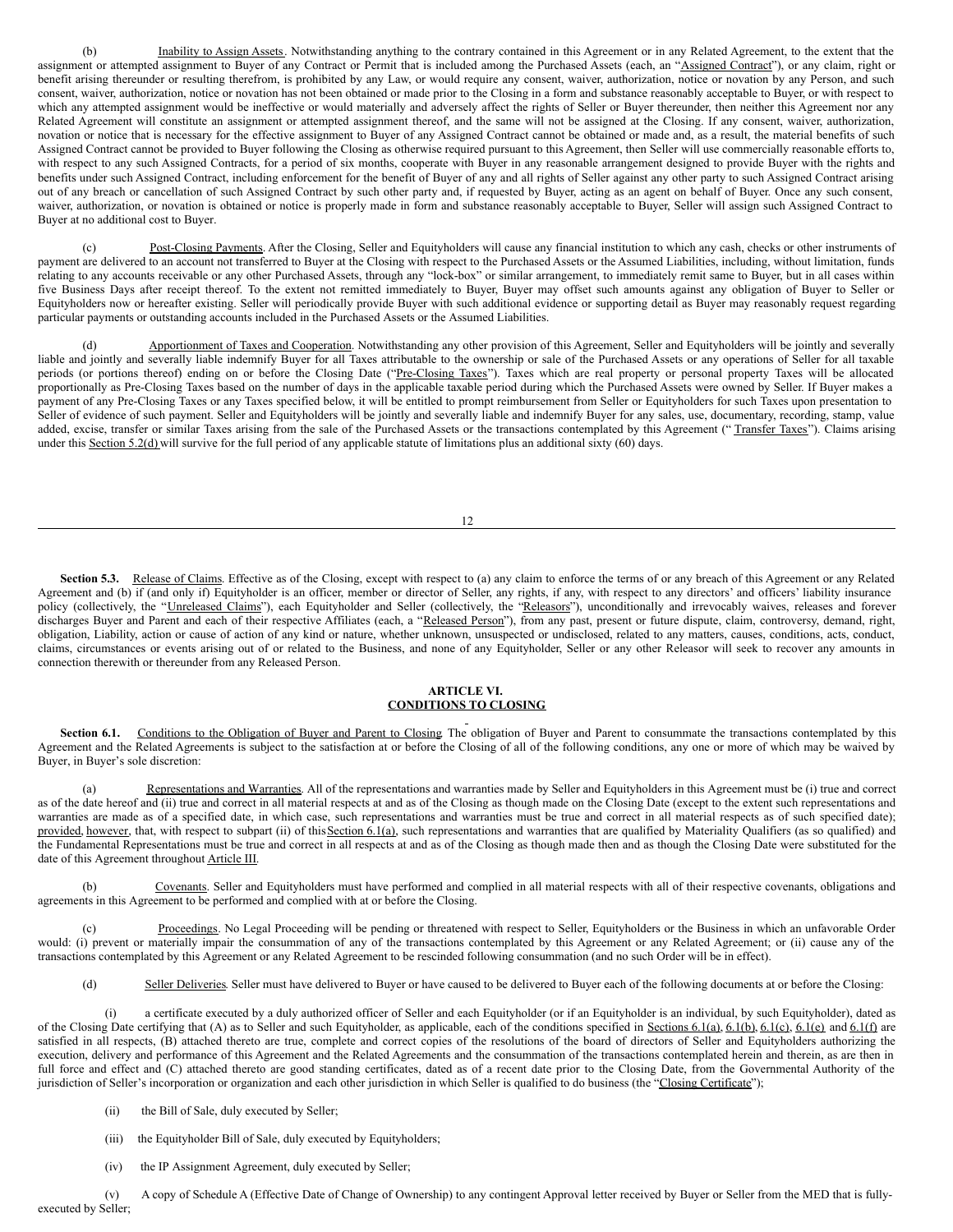(b) Inability to Assign Assets. Notwithstanding anything to the contrary contained in this Agreement or in any Related Agreement, to the extent that the assignment or attempted assignment to Buyer of any Contract or Permit that is included among the Purchased Assets (each, an "Assigned Contract"), or any claim, right or benefit arising thereunder or resulting therefrom, is prohibited by any Law, or would require any consent, waiver, authorization, notice or novation by any Person, and such consent, waiver, authorization, notice or novation has not been obtained or made prior to the Closing in a form and substance reasonably acceptable to Buyer, or with respect to which any attempted assignment would be ineffective or would materially and adversely affect the rights of Seller or Buyer thereunder, then neither this Agreement nor any Related Agreement will constitute an assignment or attempted assignment thereof, and the same will not be assigned at the Closing. If any consent, waiver, authorization, novation or notice that is necessary for the effective assignment to Buyer of any Assigned Contract cannot be obtained or made and, as a result, the material benefits of such Assigned Contract cannot be provided to Buyer following the Closing as otherwise required pursuant to this Agreement, then Seller will use commercially reasonable efforts to, with respect to any such Assigned Contracts, for a period of six months, cooperate with Buyer in any reasonable arrangement designed to provide Buyer with the rights and benefits under such Assigned Contract, including enforcement for the benefit of Buyer of any and all rights of Seller against any other party to such Assigned Contract arising out of any breach or cancellation of such Assigned Contract by such other party and, if requested by Buyer, acting as an agent on behalf of Buyer. Once any such consent, waiver, authorization, or novation is obtained or notice is properly made in form and substance reasonably acceptable to Buyer, Seller will assign such Assigned Contract to Buyer at no additional cost to Buyer.

(c) Post-Closing Payments. After the Closing, Seller and Equityholders will cause any financial institution to which any cash, checks or other instruments of payment are delivered to an account not transferred to Buyer at the Closing with respect to the Purchased Assets or the Assumed Liabilities, including, without limitation, funds relating to any accounts receivable or any other Purchased Assets, through any "lock-box" or similar arrangement, to immediately remit same to Buyer, but in all cases within five Business Days after receipt thereof. To the extent not remitted immediately to Buyer, Buyer may offset such amounts against any obligation of Buyer to Seller or Equityholders now or hereafter existing. Seller will periodically provide Buyer with such additional evidence or supporting detail as Buyer may reasonably request regarding particular payments or outstanding accounts included in the Purchased Assets or the Assumed Liabilities.

(d) Apportionment of Taxes and Cooperation. Notwithstanding any other provision of this Agreement, Seller and Equityholders will be jointly and severally liable and jointly and severally liable indemnify Buyer for all Taxes attributable to the ownership or sale of the Purchased Assets or any operations of Seller for all taxable periods (or portions thereof) ending on or before the Closing Date ("Pre-Closing Taxes"). Taxes which are real property or personal property Taxes will be allocated proportionally as Pre-Closing Taxes based on the number of days in the applicable taxable period during which the Purchased Assets were owned by Seller. If Buyer makes a payment of any Pre-Closing Taxes or any Taxes specified below, it will be entitled to prompt reimbursement from Seller or Equityholders for such Taxes upon presentation to Seller of evidence of such payment. Seller and Equityholders will be jointly and severally liable and indemnify Buyer for any sales, use, documentary, recording, stamp, value added, excise, transfer or similar Taxes arising from the sale of the Purchased Assets or the transactions contemplated by this Agreement (" Transfer Taxes"). Claims arising under this Section 5.2(d) will survive for the full period of any applicable statute of limitations plus an additional sixty (60) days.

**Section 5.3.** Release of Claims. Effective as of the Closing, except with respect to (a) any claim to enforce the terms of or any breach of this Agreement or any Related Agreement and (b) if (and only if) Equityholder is an officer, member or director of Seller, any rights, if any, with respect to any directors' and officers' liability insurance policy (collectively, the "Unreleased Claims"), each Equityholder and Seller (collectively, the "Releasors"), unconditionally and irrevocably waives, releases and forever discharges Buyer and Parent and each of their respective Affiliates (each, a "Released Person"), from any past, present or future dispute, claim, controversy, demand, right, obligation, Liability, action or cause of action of any kind or nature, whether unknown, unsuspected or undisclosed, related to any matters, causes, conditions, acts, conduct, claims, circumstances or events arising out of or related to the Business, and none of any Equityholder, Seller or any other Releasor will seek to recover any amounts in connection therewith or thereunder from any Released Person.

## ARTICLE VI.
## CONDITIONS TO CLOSING

**Section 6.1.** Conditions to the Obligation of Buyer and Parent to Closing. The obligation of Buyer and Parent to consummate the transactions contemplated by this Agreement and the Related Agreements is subject to the satisfaction at or before the Closing of all of the following conditions, any one or more of which may be waived by Buyer, in Buyer's sole discretion:

(a) Representations and Warranties. All of the representations and warranties made by Seller and Equityholders in this Agreement must be (i) true and correct as of the date hereof and (ii) true and correct in all material respects at and as of the Closing as though made on the Closing Date (except to the extent such representations and warranties are made as of a specified date, in which case, such representations and warranties must be true and correct in all material respects as of such specified date); provided, however, that, with respect to subpart (ii) of this Section 6.1(a), such representations and warranties that are qualified by Materiality Qualifiers (as so qualified) and the Fundamental Representations must be true and correct in all respects at and as of the Closing as though made then and as though the Closing Date were substituted for the date of this Agreement throughout Article III.

(b) Covenants. Seller and Equityholders must have performed and complied in all material respects with all of their respective covenants, obligations and agreements in this Agreement to be performed and complied with at or before the Closing.

(c) Proceedings. No Legal Proceeding will be pending or threatened with respect to Seller, Equityholders or the Business in which an unfavorable Order would: (i) prevent or materially impair the consummation of any of the transactions contemplated by this Agreement or any Related Agreement; or (ii) cause any of the transactions contemplated by this Agreement or any Related Agreement to be rescinded following consummation (and no such Order will be in effect).

(d) Seller Deliveries. Seller must have delivered to Buyer or have caused to be delivered to Buyer each of the following documents at or before the Closing:

(i) a certificate executed by a duly authorized officer of Seller and each Equityholder (or if an Equityholder is an individual, by such Equityholder), dated as of the Closing Date certifying that (A) as to Seller and such Equityholder, as applicable, each of the conditions specified in Sections 6.1(a), 6.1(b), 6.1(c), 6.1(e) and 6.1(f) are satisfied in all respects, (B) attached thereto are true, complete and correct copies of the resolutions of the board of directors of Seller and Equityholders authorizing the execution, delivery and performance of this Agreement and the Related Agreements and the consummation of the transactions contemplated herein and therein, as are then in full force and effect and (C) attached thereto are good standing certificates, dated as of a recent date prior to the Closing Date, from the Governmental Authority of the jurisdiction of Seller's incorporation or organization and each other jurisdiction in which Seller is qualified to do business (the "Closing Certificate");

(ii) the Bill of Sale, duly executed by Seller;

(iii) the Equityholder Bill of Sale, duly executed by Equityholders;

(iv) the IP Assignment Agreement, duly executed by Seller;

(v) A copy of Schedule A (Effective Date of Change of Ownership) to any contingent Approval letter received by Buyer or Seller from the MED that is fully-executed by Seller;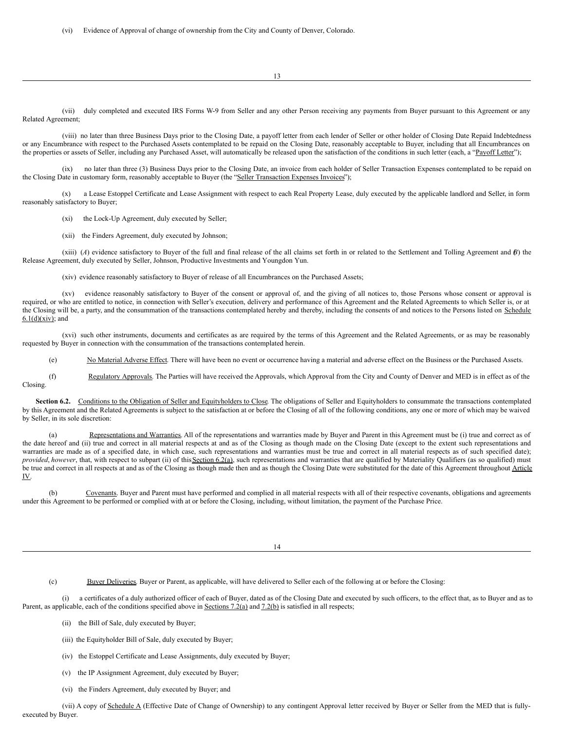(vi) Evidence of Approval of change of ownership from the City and County of Denver, Colorado.

(vii) duly completed and executed IRS Forms W-9 from Seller and any other Person receiving any payments from Buyer pursuant to this Agreement or any Related Agreement;

(viii) no later than three Business Days prior to the Closing Date, a payoff letter from each lender of Seller or other holder of Closing Date Repaid Indebtedness or any Encumbrance with respect to the Purchased Assets contemplated to be repaid on the Closing Date, reasonably acceptable to Buyer, including that all Encumbrances on the properties or assets of Seller, including any Purchased Asset, will automatically be released upon the satisfaction of the conditions in such letter (each, a "Payoff Letter");

(ix) no later than three (3) Business Days prior to the Closing Date, an invoice from each holder of Seller Transaction Expenses contemplated to be repaid on the Closing Date in customary form, reasonably acceptable to Buyer (the "Seller Transaction Expenses Invoices");

(x) a Lease Estoppel Certificate and Lease Assignment with respect to each Real Property Lease, duly executed by the applicable landlord and Seller, in form reasonably satisfactory to Buyer;

(xi) the Lock-Up Agreement, duly executed by Seller;

(xii) the Finders Agreement, duly executed by Johnson;

(xiii) (*A*) evidence satisfactory to Buyer of the full and final release of the all claims set forth in or related to the Settlement and Tolling Agreement and (*B*) the Release Agreement, duly executed by Seller, Johnson, Productive Investments and Youngdon Yun.

(xiv) evidence reasonably satisfactory to Buyer of release of all Encumbrances on the Purchased Assets;

(xv) evidence reasonably satisfactory to Buyer of the consent or approval of, and the giving of all notices to, those Persons whose consent or approval is required, or who are entitled to notice, in connection with Seller's execution, delivery and performance of this Agreement and the Related Agreements to which Seller is, or at the Closing will be, a party, and the consummation of the transactions contemplated hereby and thereby, including the consents of and notices to the Persons listed on Schedule 6.1(d)(xiv); and

(xvi) such other instruments, documents and certificates as are required by the terms of this Agreement and the Related Agreements, or as may be reasonably requested by Buyer in connection with the consummation of the transactions contemplated herein.

(e) No Material Adverse Effect. There will have been no event or occurrence having a material and adverse effect on the Business or the Purchased Assets.

(f) Regulatory Approvals. The Parties will have received the Approvals, which Approval from the City and County of Denver and MED is in effect as of the Closing.

**Section 6.2.** Conditions to the Obligation of Seller and Equityholders to Close. The obligations of Seller and Equityholders to consummate the transactions contemplated by this Agreement and the Related Agreements is subject to the satisfaction at or before the Closing of all of the following conditions, any one or more of which may be waived by Seller, in its sole discretion:

(a) Representations and Warranties. All of the representations and warranties made by Buyer and Parent in this Agreement must be (i) true and correct as of the date hereof and (ii) true and correct in all material respects at and as of the Closing as though made on the Closing Date (except to the extent such representations and warranties are made as of a specified date, in which case, such representations and warranties must be true and correct in all material respects as of such specified date); *provided*, *however*, that, with respect to subpart (ii) of this Section 6.2(a), such representations and warranties that are qualified by Materiality Qualifiers (as so qualified) must be true and correct in all respects at and as of the Closing as though made then and as though the Closing Date were substituted for the date of this Agreement throughout Article IV.

(b) Covenants. Buyer and Parent must have performed and complied in all material respects with all of their respective covenants, obligations and agreements under this Agreement to be performed or complied with at or before the Closing, including, without limitation, the payment of the Purchase Price.

(c) Buyer Deliveries. Buyer or Parent, as applicable, will have delivered to Seller each of the following at or before the Closing:

(i) a certificates of a duly authorized officer of each of Buyer, dated as of the Closing Date and executed by such officers, to the effect that, as to Buyer and as to Parent, as applicable, each of the conditions specified above in Sections 7.2(a) and 7.2(b) is satisfied in all respects;

(ii) the Bill of Sale, duly executed by Buyer;

(iii) the Equityholder Bill of Sale, duly executed by Buyer;

(iv) the Estoppel Certificate and Lease Assignments, duly executed by Buyer;

(v) the IP Assignment Agreement, duly executed by Buyer;

(vi) the Finders Agreement, duly executed by Buyer; and

(vii) A copy of Schedule A (Effective Date of Change of Ownership) to any contingent Approval letter received by Buyer or Seller from the MED that is fully-executed by Buyer.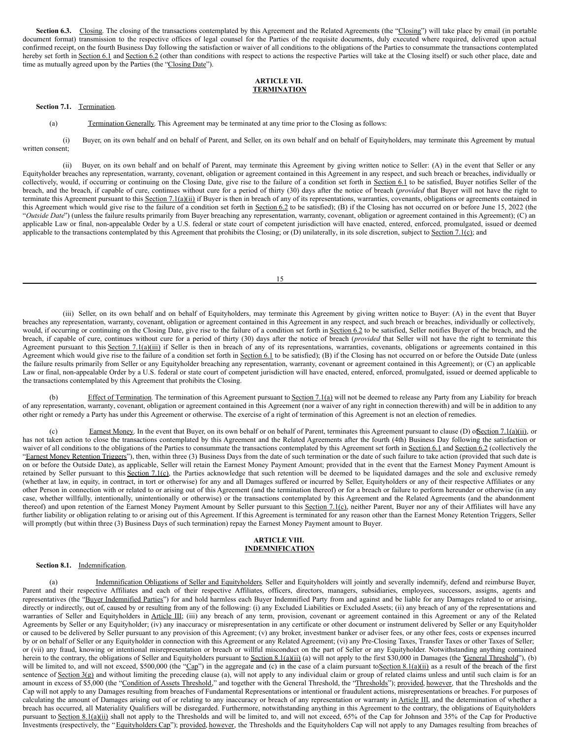**Section 6.3.** Closing. The closing of the transactions contemplated by this Agreement and the Related Agreements (the "Closing") will take place by email (in portable document format) transmission to the respective offices of legal counsel for the Parties of the requisite documents, duly executed where required, delivered upon actual confirmed receipt, on the fourth Business Day following the satisfaction or waiver of all conditions to the obligations of the Parties to consummate the transactions contemplated hereby set forth in Section 6.1 and Section 6.2 (other than conditions with respect to actions the respective Parties will take at the Closing itself) or such other place, date and time as mutually agreed upon by the Parties (the "Closing Date").

## ARTICLE VII. TERMINATION

**Section 7.1.** Termination.

(a) Termination Generally. This Agreement may be terminated at any time prior to the Closing as follows:

(i) Buyer, on its own behalf and on behalf of Parent, and Seller, on its own behalf and on behalf of Equityholders, may terminate this Agreement by mutual written consent;

(ii) Buyer, on its own behalf and on behalf of Parent, may terminate this Agreement by giving written notice to Seller: (A) in the event that Seller or any Equityholder breaches any representation, warranty, covenant, obligation or agreement contained in this Agreement in any respect, and such breach or breaches, individually or collectively, would, if occurring or continuing on the Closing Date, give rise to the failure of a condition set forth in Section 6.1 to be satisfied, Buyer notifies Seller of the breach, and the breach, if capable of cure, continues without cure for a period of thirty (30) days after the notice of breach (*provided* that Buyer will not have the right to terminate this Agreement pursuant to this Section 7.1(a)(ii) if Buyer is then in breach of any of its representations, warranties, covenants, obligations or agreements contained in this Agreement which would give rise to the failure of a condition set forth in Section 6.2 to be satisfied); (B) if the Closing has not occurred on or before June 15, 2022 (the "*Outside Date*") (unless the failure results primarily from Buyer breaching any representation, warranty, covenant, obligation or agreement contained in this Agreement); (C) an applicable Law or final, non-appealable Order by a U.S. federal or state court of competent jurisdiction will have enacted, entered, enforced, promulgated, issued or deemed applicable to the transactions contemplated by this Agreement that prohibits the Closing; or (D) unilaterally, in its sole discretion, subject to Section 7.1(c); and

(iii) Seller, on its own behalf and on behalf of Equityholders, may terminate this Agreement by giving written notice to Buyer: (A) in the event that Buyer breaches any representation, warranty, covenant, obligation or agreement contained in this Agreement in any respect, and such breach or breaches, individually or collectively, would, if occurring or continuing on the Closing Date, give rise to the failure of a condition set forth in Section 6.2 to be satisfied, Seller notifies Buyer of the breach, and the breach, if capable of cure, continues without cure for a period of thirty (30) days after the notice of breach (*provided* that Seller will not have the right to terminate this Agreement pursuant to this Section 7.1(a)(iii) if Seller is then in breach of any of its representations, warranties, covenants, obligations or agreements contained in this Agreement which would give rise to the failure of a condition set forth in Section 6.1 to be satisfied); (B) if the Closing has not occurred on or before the Outside Date (unless the failure results primarily from Seller or any Equityholder breaching any representation, warranty, covenant or agreement contained in this Agreement); or (C) an applicable Law or final, non-appealable Order by a U.S. federal or state court of competent jurisdiction will have enacted, entered, enforced, promulgated, issued or deemed applicable to the transactions contemplated by this Agreement that prohibits the Closing.

(b) Effect of Termination. The termination of this Agreement pursuant to Section 7.1(a) will not be deemed to release any Party from any Liability for breach of any representation, warranty, covenant, obligation or agreement contained in this Agreement (nor a waiver of any right in connection therewith) and will be in addition to any other right or remedy a Party has under this Agreement or otherwise. The exercise of a right of termination of this Agreement is not an election of remedies.

(c) Earnest Money. In the event that Buyer, on its own behalf or on behalf of Parent, terminates this Agreement pursuant to clause (D) of Section 7.1(a)(ii), or has not taken action to close the transactions contemplated by this Agreement and the Related Agreements after the fourth (4th) Business Day following the satisfaction or waiver of all conditions to the obligations of the Parties to consummate the transactions contemplated by this Agreement set forth in Section 6.1 and Section 6.2 (collectively the "Earnest Money Retention Triggers"), then, within three (3) Business Days from the date of such termination or the date of such failure to take action (provided that such date is on or before the Outside Date), as applicable, Seller will retain the Earnest Money Payment Amount; provided that in the event that the Earnest Money Payment Amount is retained by Seller pursuant to this Section 7.1(c), the Parties acknowledge that such retention will be deemed to be liquidated damages and the sole and exclusive remedy (whether at law, in equity, in contract, in tort or otherwise) for any and all Damages suffered or incurred by Seller, Equityholders or any of their respective Affiliates or any other Person in connection with or related to or arising out of this Agreement (and the termination thereof) or for a breach or failure to perform hereunder or otherwise (in any case, whether willfully, intentionally, unintentionally or otherwise) or the transactions contemplated by this Agreement and the Related Agreements (and the abandonment thereof) and upon retention of the Earnest Money Payment Amount by Seller pursuant to this Section 7.1(c), neither Parent, Buyer nor any of their Affiliates will have any further liability or obligation relating to or arising out of this Agreement. If this Agreement is terminated for any reason other than the Earnest Money Retention Triggers, Seller will promptly (but within three (3) Business Days of such termination) repay the Earnest Money Payment amount to Buyer.

## ARTICLE VIII. INDEMNIFICATION

**Section 8.1.** Indemnification.

(a) Indemnification Obligations of Seller and Equityholders. Seller and Equityholders will jointly and severally indemnify, defend and reimburse Buyer, Parent and their respective Affiliates and each of their respective Affiliates, officers, directors, managers, subsidiaries, employees, successors, assigns, agents and representatives (the "Buyer Indemnified Parties") for and hold harmless each Buyer Indemnified Party from and against and be liable for any Damages related to or arising, directly or indirectly out of, caused by or resulting from any of the following: (i) any Excluded Liabilities or Excluded Assets; (ii) any breach of any of the representations and warranties of Seller and Equityholders in Article III; (iii) any breach of any term, provision, covenant or agreement contained in this Agreement or any of the Related Agreements by Seller or any Equityholder; (iv) any inaccuracy or misrepresentation in any certificate or other document or instrument delivered by Seller or any Equityholder or caused to be delivered by Seller pursuant to any provision of this Agreement; (v) any broker, investment banker or adviser fees, or any other fees, costs or expenses incurred by or on behalf of Seller or any Equityholder in connection with this Agreement or any Related Agreement; (vi) any Pre-Closing Taxes, Transfer Taxes or other Taxes of Seller; or (vii) any fraud, knowing or intentional misrepresentation or breach or willful misconduct on the part of Seller or any Equityholder. Notwithstanding anything contained herein to the contrary, the obligations of Seller and Equityholders pursuant to Section 8.1(a)(ii) (a) will not apply to the first $30,000 in Damages (the "General Threshold"), (b) will be limited to, and will not exceed, $500,000 (the "Cap") in the aggregate and (c) in the case of a claim pursuant to Section 8.1(a)(ii) as a result of the breach of the first sentence of Section 3(g) and without limiting the preceding clause (a), will not apply to any individual claim or group of related claims unless and until such claim is for an amount in excess of $5,000 (the "Condition of Assets Threshold," and together with the General Threshold, the "Thresholds"); provided, however, that the Thresholds and the Cap will not apply to any Damages resulting from breaches of Fundamental Representations or intentional or fraudulent actions, misrepresentations or breaches. For purposes of calculating the amount of Damages arising out of or relating to any inaccuracy or breach of any representation or warranty in Article III, and the determination of whether a breach has occurred, all Materiality Qualifiers will be disregarded. Furthermore, notwithstanding anything in this Agreement to the contrary, the obligations of Equityholders pursuant to Section 8.1(a)(ii) shall not apply to the Thresholds and will be limited to, and will not exceed, 65% of the Cap for Johnson and 35% of the Cap for Productive Investments (respectively, the "Equityholders Cap"); provided, however, the Thresholds and the Equityholders Cap will not apply to any Damages resulting from breaches of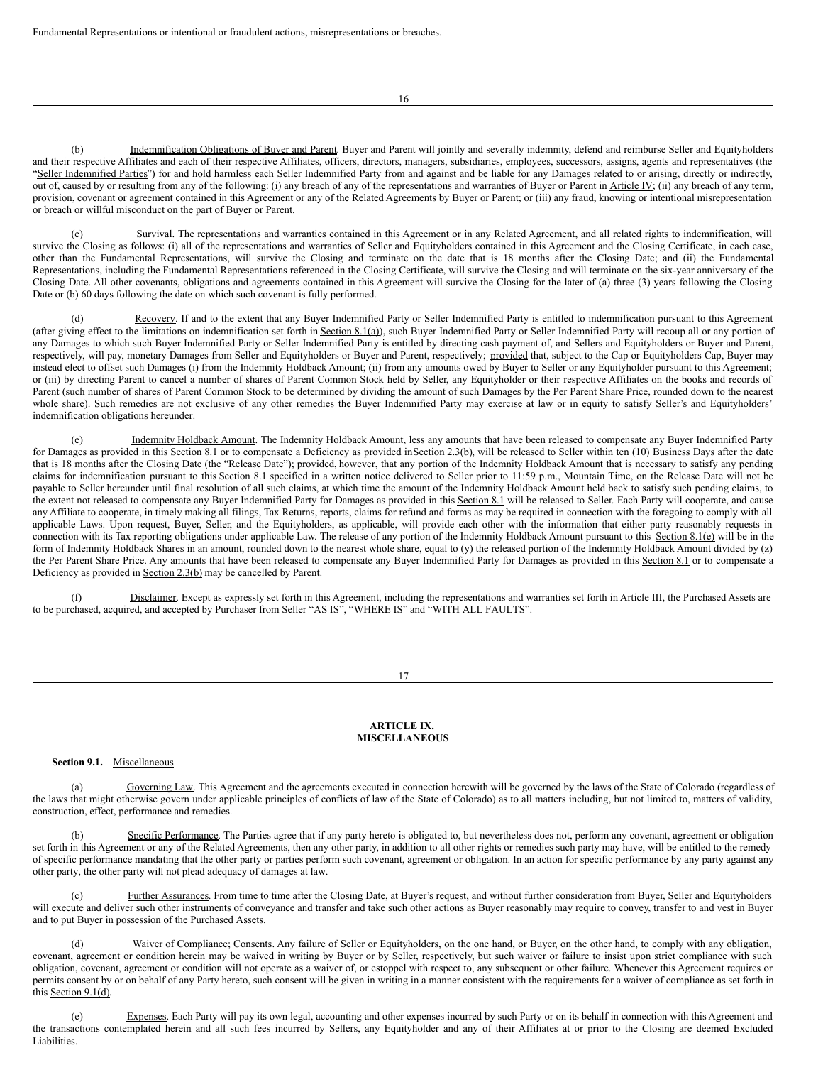Fundamental Representations or intentional or fraudulent actions, misrepresentations or breaches.

(b) Indemnification Obligations of Buyer and Parent. Buyer and Parent will jointly and severally indemnity, defend and reimburse Seller and Equityholders and their respective Affiliates and each of their respective Affiliates, officers, directors, managers, subsidiaries, employees, successors, assigns, agents and representatives (the "Seller Indemnified Parties") for and hold harmless each Seller Indemnified Party from and against and be liable for any Damages related to or arising, directly or indirectly, out of, caused by or resulting from any of the following: (i) any breach of any of the representations and warranties of Buyer or Parent in Article IV; (ii) any breach of any term, provision, covenant or agreement contained in this Agreement or any of the Related Agreements by Buyer or Parent; or (iii) any fraud, knowing or intentional misrepresentation or breach or willful misconduct on the part of Buyer or Parent.

(c) Survival. The representations and warranties contained in this Agreement or in any Related Agreement, and all related rights to indemnification, will survive the Closing as follows: (i) all of the representations and warranties of Seller and Equityholders contained in this Agreement and the Closing Certificate, in each case, other than the Fundamental Representations, will survive the Closing and terminate on the date that is 18 months after the Closing Date; and (ii) the Fundamental Representations, including the Fundamental Representations referenced in the Closing Certificate, will survive the Closing and will terminate on the six-year anniversary of the Closing Date. All other covenants, obligations and agreements contained in this Agreement will survive the Closing for the later of (a) three (3) years following the Closing Date or (b) 60 days following the date on which such covenant is fully performed.

(d) Recovery. If and to the extent that any Buyer Indemnified Party or Seller Indemnified Party is entitled to indemnification pursuant to this Agreement (after giving effect to the limitations on indemnification set forth in Section 8.1(a)), such Buyer Indemnified Party or Seller Indemnified Party will recoup all or any portion of any Damages to which such Buyer Indemnified Party or Seller Indemnified Party is entitled by directing cash payment of, and Sellers and Equityholders or Buyer and Parent, respectively, will pay, monetary Damages from Seller and Equityholders or Buyer and Parent, respectively; provided that, subject to the Cap or Equityholders Cap, Buyer may instead elect to offset such Damages (i) from the Indemnity Holdback Amount; (ii) from any amounts owed by Buyer to Seller or any Equityholder pursuant to this Agreement; or (iii) by directing Parent to cancel a number of shares of Parent Common Stock held by Seller, any Equityholder or their respective Affiliates on the books and records of Parent (such number of shares of Parent Common Stock to be determined by dividing the amount of such Damages by the Per Parent Share Price, rounded down to the nearest whole share). Such remedies are not exclusive of any other remedies the Buyer Indemnified Party may exercise at law or in equity to satisfy Seller's and Equityholders' indemnification obligations hereunder.

(e) Indemnity Holdback Amount. The Indemnity Holdback Amount, less any amounts that have been released to compensate any Buyer Indemnified Party for Damages as provided in this Section 8.1 or to compensate a Deficiency as provided inSection 2.3(b), will be released to Seller within ten (10) Business Days after the date that is 18 months after the Closing Date (the "Release Date"); provided, however, that any portion of the Indemnity Holdback Amount that is necessary to satisfy any pending claims for indemnification pursuant to this Section 8.1 specified in a written notice delivered to Seller prior to 11:59 p.m., Mountain Time, on the Release Date will not be payable to Seller hereunder until final resolution of all such claims, at which time the amount of the Indemnity Holdback Amount held back to satisfy such pending claims, to the extent not released to compensate any Buyer Indemnified Party for Damages as provided in this Section 8.1 will be released to Seller. Each Party will cooperate, and cause any Affiliate to cooperate, in timely making all filings, Tax Returns, reports, claims for refund and forms as may be required in connection with the foregoing to comply with all applicable Laws. Upon request, Buyer, Seller, and the Equityholders, as applicable, will provide each other with the information that either party reasonably requests in connection with its Tax reporting obligations under applicable Law. The release of any portion of the Indemnity Holdback Amount pursuant to this Section 8.1(e) will be in the form of Indemnity Holdback Shares in an amount, rounded down to the nearest whole share, equal to (y) the released portion of the Indemnity Holdback Amount divided by (z) the Per Parent Share Price. Any amounts that have been released to compensate any Buyer Indemnified Party for Damages as provided in this Section 8.1 or to compensate a Deficiency as provided in Section 2.3(b) may be cancelled by Parent.

(f) Disclaimer. Except as expressly set forth in this Agreement, including the representations and warranties set forth in Article III, the Purchased Assets are to be purchased, acquired, and accepted by Purchaser from Seller "AS IS", "WHERE IS" and "WITH ALL FAULTS".

## ARTICLE IX.
## MISCELLANEOUS

**Section 9.1.** Miscellaneous

(a) Governing Law. This Agreement and the agreements executed in connection herewith will be governed by the laws of the State of Colorado (regardless of the laws that might otherwise govern under applicable principles of conflicts of law of the State of Colorado) as to all matters including, but not limited to, matters of validity, construction, effect, performance and remedies.

(b) Specific Performance. The Parties agree that if any party hereto is obligated to, but nevertheless does not, perform any covenant, agreement or obligation set forth in this Agreement or any of the Related Agreements, then any other party, in addition to all other rights or remedies such party may have, will be entitled to the remedy of specific performance mandating that the other party or parties perform such covenant, agreement or obligation. In an action for specific performance by any party against any other party, the other party will not plead adequacy of damages at law.

(c) Further Assurances. From time to time after the Closing Date, at Buyer's request, and without further consideration from Buyer, Seller and Equityholders will execute and deliver such other instruments of conveyance and transfer and take such other actions as Buyer reasonably may require to convey, transfer to and vest in Buyer and to put Buyer in possession of the Purchased Assets.

(d) Waiver of Compliance; Consents. Any failure of Seller or Equityholders, on the one hand, or Buyer, on the other hand, to comply with any obligation, covenant, agreement or condition herein may be waived in writing by Buyer or by Seller, respectively, but such waiver or failure to insist upon strict compliance with such obligation, covenant, agreement or condition will not operate as a waiver of, or estoppel with respect to, any subsequent or other failure. Whenever this Agreement requires or permits consent by or on behalf of any Party hereto, such consent will be given in writing in a manner consistent with the requirements for a waiver of compliance as set forth in this Section 9.1(d).

(e) Expenses. Each Party will pay its own legal, accounting and other expenses incurred by such Party or on its behalf in connection with this Agreement and the transactions contemplated herein and all such fees incurred by Sellers, any Equityholder and any of their Affiliates at or prior to the Closing are deemed Excluded Liabilities.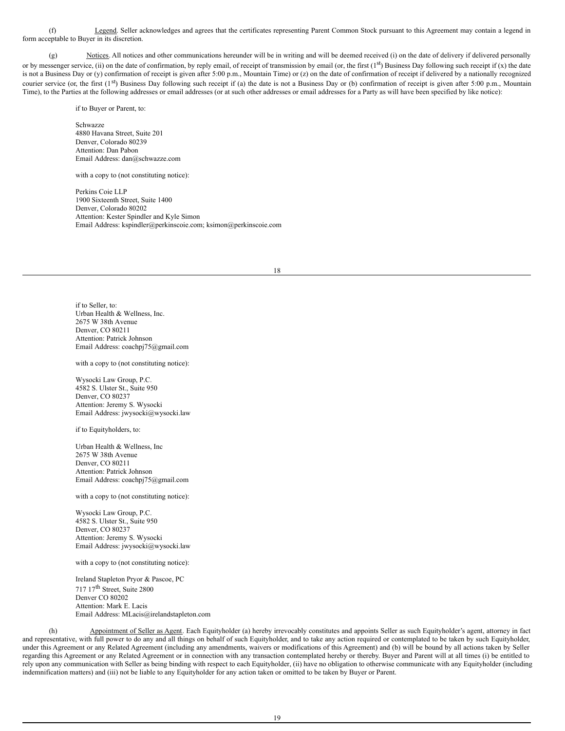(f) Legend. Seller acknowledges and agrees that the certificates representing Parent Common Stock pursuant to this Agreement may contain a legend in form acceptable to Buyer in its discretion.

(g) Notices. All notices and other communications hereunder will be in writing and will be deemed received (i) on the date of delivery if delivered personally or by messenger service, (ii) on the date of confirmation, by reply email, of receipt of transmission by email (or, the first (1st) Business Day following such receipt if (x) the date is not a Business Day or (y) confirmation of receipt is given after 5:00 p.m., Mountain Time) or (z) on the date of confirmation of receipt if delivered by a nationally recognized courier service (or, the first (1st) Business Day following such receipt if (a) the date is not a Business Day or (b) confirmation of receipt is given after 5:00 p.m., Mountain Time), to the Parties at the following addresses or email addresses (or at such other addresses or email addresses for a Party as will have been specified by like notice):

if to Buyer or Parent, to:

Schwazze
4880 Havana Street, Suite 201
Denver, Colorado 80239
Attention: Dan Pabon
Email Address: dan@schwazze.com

with a copy to (not constituting notice):

Perkins Coie LLP
1900 Sixteenth Street, Suite 1400
Denver, Colorado 80202
Attention: Kester Spindler and Kyle Simon
Email Address: kspindler@perkinscoie.com; ksimon@perkinscoie.com

if to Seller, to:
Urban Health & Wellness, Inc.
2675 W 38th Avenue
Denver, CO 80211
Attention: Patrick Johnson
Email Address: coachpj75@gmail.com

with a copy to (not constituting notice):

Wysocki Law Group, P.C.
4582 S. Ulster St., Suite 950
Denver, CO 80237
Attention: Jeremy S. Wysocki
Email Address: jwysocki@wysocki.law

if to Equityholders, to:

Urban Health & Wellness, Inc
2675 W 38th Avenue
Denver, CO 80211
Attention: Patrick Johnson
Email Address: coachpj75@gmail.com

with a copy to (not constituting notice):

Wysocki Law Group, P.C.
4582 S. Ulster St., Suite 950
Denver, CO 80237
Attention: Jeremy S. Wysocki
Email Address: jwysocki@wysocki.law

with a copy to (not constituting notice):

Ireland Stapleton Pryor & Pascoe, PC
717 17th Street, Suite 2800
Denver CO 80202
Attention: Mark E. Lacis
Email Address: MLacis@irelandstapleton.com

(h) Appointment of Seller as Agent. Each Equityholder (a) hereby irrevocably constitutes and appoints Seller as such Equityholder's agent, attorney in fact and representative, with full power to do any and all things on behalf of such Equityholder, and to take any action required or contemplated to be taken by such Equityholder, under this Agreement or any Related Agreement (including any amendments, waivers or modifications of this Agreement) and (b) will be bound by all actions taken by Seller regarding this Agreement or any Related Agreement or in connection with any transaction contemplated hereby or thereby. Buyer and Parent will at all times (i) be entitled to rely upon any communication with Seller as being binding with respect to each Equityholder, (ii) have no obligation to otherwise communicate with any Equityholder (including indemnification matters) and (iii) not be liable to any Equityholder for any action taken or omitted to be taken by Buyer or Parent.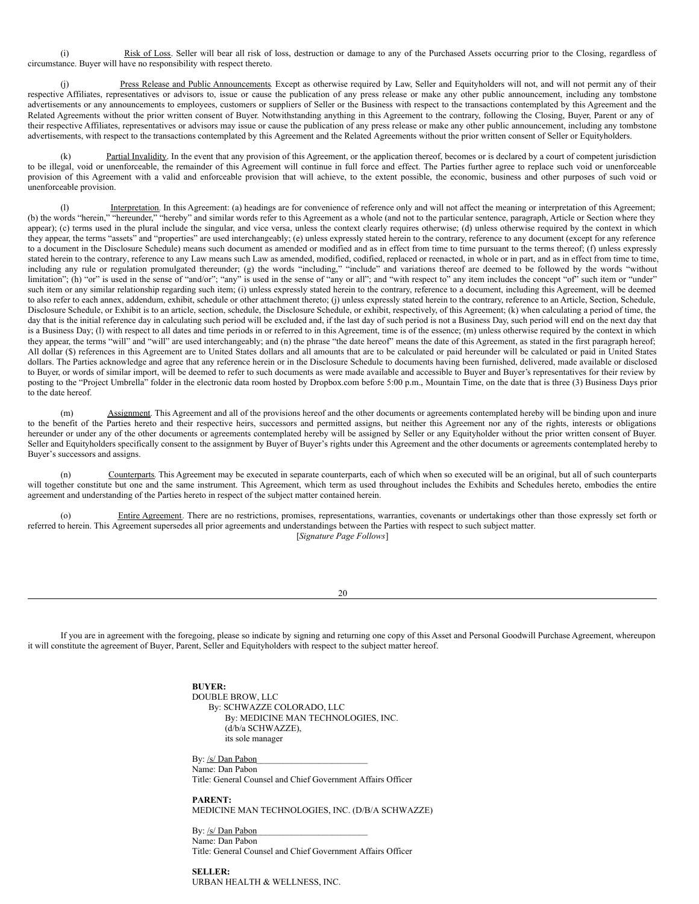(i) Risk of Loss. Seller will bear all risk of loss, destruction or damage to any of the Purchased Assets occurring prior to the Closing, regardless of circumstance. Buyer will have no responsibility with respect thereto.

(j) Press Release and Public Announcements. Except as otherwise required by Law, Seller and Equityholders will not, and will not permit any of their respective Affiliates, representatives or advisors to, issue or cause the publication of any press release or make any other public announcement, including any tombstone advertisements or any announcements to employees, customers or suppliers of Seller or the Business with respect to the transactions contemplated by this Agreement and the Related Agreements without the prior written consent of Buyer. Notwithstanding anything in this Agreement to the contrary, following the Closing, Buyer, Parent or any of their respective Affiliates, representatives or advisors may issue or cause the publication of any press release or make any other public announcement, including any tombstone advertisements, with respect to the transactions contemplated by this Agreement and the Related Agreements without the prior written consent of Seller or Equityholders.

(k) Partial Invalidity. In the event that any provision of this Agreement, or the application thereof, becomes or is declared by a court of competent jurisdiction to be illegal, void or unenforceable, the remainder of this Agreement will continue in full force and effect. The Parties further agree to replace such void or unenforceable provision of this Agreement with a valid and enforceable provision that will achieve, to the extent possible, the economic, business and other purposes of such void or unenforceable provision.

(l) Interpretation. In this Agreement: (a) headings are for convenience of reference only and will not affect the meaning or interpretation of this Agreement; (b) the words "herein," "hereunder," "hereby" and similar words refer to this Agreement as a whole (and not to the particular sentence, paragraph, Article or Section where they appear); (c) terms used in the plural include the singular, and vice versa, unless the context clearly requires otherwise; (d) unless otherwise required by the context in which they appear, the terms "assets" and "properties" are used interchangeably; (e) unless expressly stated herein to the contrary, reference to any document (except for any reference to a document in the Disclosure Schedule) means such document as amended or modified and as in effect from time to time pursuant to the terms thereof; (f) unless expressly stated herein to the contrary, reference to any Law means such Law as amended, modified, codified, replaced or reenacted, in whole or in part, and as in effect from time to time, including any rule or regulation promulgated thereunder; (g) the words "including," "include" and variations thereof are deemed to be followed by the words "without limitation"; (h) "or" is used in the sense of "and/or"; "any" is used in the sense of "any or all"; and "with respect to" any item includes the concept "of" such item or "under" such item or any similar relationship regarding such item; (i) unless expressly stated herein to the contrary, reference to a document, including this Agreement, will be deemed to also refer to each annex, addendum, exhibit, schedule or other attachment thereto; (j) unless expressly stated herein to the contrary, reference to an Article, Section, Schedule, Disclosure Schedule, or Exhibit is to an article, section, schedule, the Disclosure Schedule, or exhibit, respectively, of this Agreement; (k) when calculating a period of time, the day that is the initial reference day in calculating such period will be excluded and, if the last day of such period is not a Business Day, such period will end on the next day that is a Business Day; (l) with respect to all dates and time periods in or referred to in this Agreement, time is of the essence; (m) unless otherwise required by the context in which they appear, the terms "will" and "will" are used interchangeably; and (n) the phrase "the date hereof" means the date of this Agreement, as stated in the first paragraph hereof; All dollar ($) references in this Agreement are to United States dollars and all amounts that are to be calculated or paid hereunder will be calculated or paid in United States dollars. The Parties acknowledge and agree that any reference herein or in the Disclosure Schedule to documents having been furnished, delivered, made available or disclosed to Buyer, or words of similar import, will be deemed to refer to such documents as were made available and accessible to Buyer and Buyer's representatives for their review by posting to the "Project Umbrella" folder in the electronic data room hosted by Dropbox.com before 5:00 p.m., Mountain Time, on the date that is three (3) Business Days prior to the date hereof.

(m) Assignment. This Agreement and all of the provisions hereof and the other documents or agreements contemplated hereby will be binding upon and inure to the benefit of the Parties hereto and their respective heirs, successors and permitted assigns, but neither this Agreement nor any of the rights, interests or obligations hereunder or under any of the other documents or agreements contemplated hereby will be assigned by Seller or any Equityholder without the prior written consent of Buyer. Seller and Equityholders specifically consent to the assignment by Buyer of Buyer's rights under this Agreement and the other documents or agreements contemplated hereby to Buyer's successors and assigns.

(n) Counterparts. This Agreement may be executed in separate counterparts, each of which when so executed will be an original, but all of such counterparts will together constitute but one and the same instrument. This Agreement, which term as used throughout includes the Exhibits and Schedules hereto, embodies the entire agreement and understanding of the Parties hereto in respect of the subject matter contained herein.

(o) Entire Agreement. There are no restrictions, promises, representations, warranties, covenants or undertakings other than those expressly set forth or referred to herein. This Agreement supersedes all prior agreements and understandings between the Parties with respect to such subject matter.

[*Signature Page Follows*]

If you are in agreement with the foregoing, please so indicate by signing and returning one copy of this Asset and Personal Goodwill Purchase Agreement, whereupon it will constitute the agreement of Buyer, Parent, Seller and Equityholders with respect to the subject matter hereof.

**BUYER:**
DOUBLE BROW, LLC
By: SCHWAZZE COLORADO, LLC
By: MEDICINE MAN TECHNOLOGIES, INC.
(d/b/a SCHWAZZE),
its sole manager

By: /s/ Dan Pabon
Name: Dan Pabon
Title: General Counsel and Chief Government Affairs Officer

**PARENT:**
MEDICINE MAN TECHNOLOGIES, INC. (D/B/A SCHWAZZE)

By: /s/ Dan Pabon
Name: Dan Pabon
Title: General Counsel and Chief Government Affairs Officer

**SELLER:**
URBAN HEALTH & WELLNESS, INC.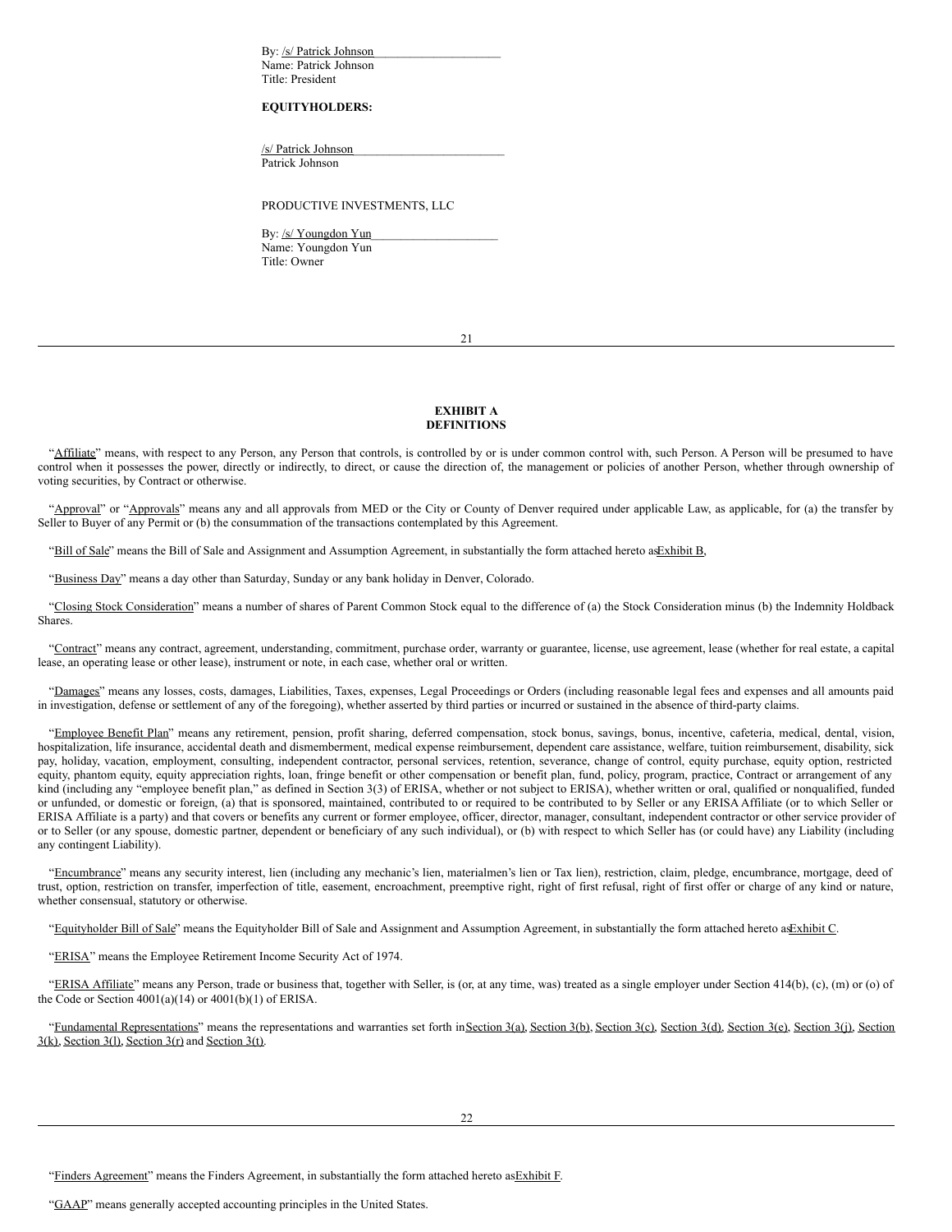By: /s/ Patrick Johnson
Name: Patrick Johnson
Title: President

**EQUITYHOLDERS:**

/s/ Patrick Johnson
Patrick Johnson

PRODUCTIVE INVESTMENTS, LLC

By: /s/ Youngdon Yun
Name: Youngdon Yun
Title: Owner

**EXHIBIT A**
**DEFINITIONS**

"Affiliate" means, with respect to any Person, any Person that controls, is controlled by or is under common control with, such Person. A Person will be presumed to have control when it possesses the power, directly or indirectly, to direct, or cause the direction of, the management or policies of another Person, whether through ownership of voting securities, by Contract or otherwise.

"Approval" or "Approvals" means any and all approvals from MED or the City or County of Denver required under applicable Law, as applicable, for (a) the transfer by Seller to Buyer of any Permit or (b) the consummation of the transactions contemplated by this Agreement.

"Bill of Sale" means the Bill of Sale and Assignment and Assumption Agreement, in substantially the form attached hereto as Exhibit B,

"Business Day" means a day other than Saturday, Sunday or any bank holiday in Denver, Colorado.

"Closing Stock Consideration" means a number of shares of Parent Common Stock equal to the difference of (a) the Stock Consideration minus (b) the Indemnity Holdback Shares.

"Contract" means any contract, agreement, understanding, commitment, purchase order, warranty or guarantee, license, use agreement, lease (whether for real estate, a capital lease, an operating lease or other lease), instrument or note, in each case, whether oral or written.

"Damages" means any losses, costs, damages, Liabilities, Taxes, expenses, Legal Proceedings or Orders (including reasonable legal fees and expenses and all amounts paid in investigation, defense or settlement of any of the foregoing), whether asserted by third parties or incurred or sustained in the absence of third-party claims.

"Employee Benefit Plan" means any retirement, pension, profit sharing, deferred compensation, stock bonus, savings, bonus, incentive, cafeteria, medical, dental, vision, hospitalization, life insurance, accidental death and dismemberment, medical expense reimbursement, dependent care assistance, welfare, tuition reimbursement, disability, sick pay, holiday, vacation, employment, consulting, independent contractor, personal services, retention, severance, change of control, equity purchase, equity option, restricted equity, phantom equity, equity appreciation rights, loan, fringe benefit or other compensation or benefit plan, fund, policy, program, practice, Contract or arrangement of any kind (including any "employee benefit plan," as defined in Section 3(3) of ERISA, whether or not subject to ERISA), whether written or oral, qualified or nonqualified, funded or unfunded, or domestic or foreign, (a) that is sponsored, maintained, contributed to or required to be contributed to by Seller or any ERISA Affiliate (or to which Seller or ERISA Affiliate is a party) and that covers or benefits any current or former employee, officer, director, manager, consultant, independent contractor or other service provider of or to Seller (or any spouse, domestic partner, dependent or beneficiary of any such individual), or (b) with respect to which Seller has (or could have) any Liability (including any contingent Liability).

"Encumbrance" means any security interest, lien (including any mechanic's lien, materialmen's lien or Tax lien), restriction, claim, pledge, encumbrance, mortgage, deed of trust, option, restriction on transfer, imperfection of title, easement, encroachment, preemptive right, right of first refusal, right of first offer or charge of any kind or nature, whether consensual, statutory or otherwise.

"Equityholder Bill of Sale" means the Equityholder Bill of Sale and Assignment and Assumption Agreement, in substantially the form attached hereto as Exhibit C.

"ERISA" means the Employee Retirement Income Security Act of 1974.

"ERISA Affiliate" means any Person, trade or business that, together with Seller, is (or, at any time, was) treated as a single employer under Section 414(b), (c), (m) or (o) of the Code or Section 4001(a)(14) or 4001(b)(1) of ERISA.

"Fundamental Representations" means the representations and warranties set forth in Section 3(a), Section 3(b), Section 3(c), Section 3(d), Section 3(e), Section 3(j), Section 3(k), Section 3(l), Section 3(r) and Section 3(t).

"Finders Agreement" means the Finders Agreement, in substantially the form attached hereto as Exhibit F.

"GAAP" means generally accepted accounting principles in the United States.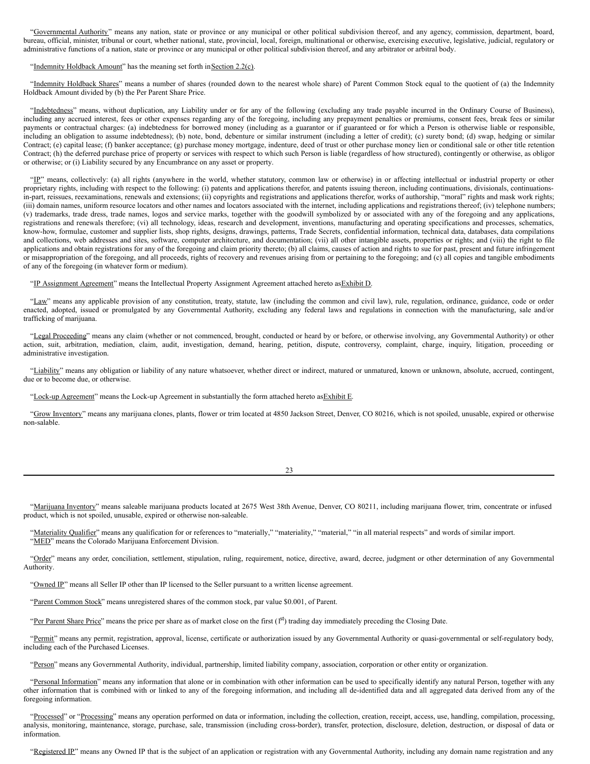"Governmental Authority" means any nation, state or province or any municipal or other political subdivision thereof, and any agency, commission, department, board, bureau, official, minister, tribunal or court, whether national, state, provincial, local, foreign, multinational or otherwise, exercising executive, legislative, judicial, regulatory or administrative functions of a nation, state or province or any municipal or other political subdivision thereof, and any arbitrator or arbitral body.

"Indemnity Holdback Amount" has the meaning set forth in Section 2.2(c).

"Indemnity Holdback Shares" means a number of shares (rounded down to the nearest whole share) of Parent Common Stock equal to the quotient of (a) the Indemnity Holdback Amount divided by (b) the Per Parent Share Price.

"Indebtedness" means, without duplication, any Liability under or for any of the following (excluding any trade payable incurred in the Ordinary Course of Business), including any accrued interest, fees or other expenses regarding any of the foregoing, including any prepayment penalties or premiums, consent fees, break fees or similar payments or contractual charges: (a) indebtedness for borrowed money (including as a guarantor or if guaranteed or for which a Person is otherwise liable or responsible, including an obligation to assume indebtedness); (b) note, bond, debenture or similar instrument (including a letter of credit); (c) surety bond; (d) swap, hedging or similar Contract; (e) capital lease; (f) banker acceptance; (g) purchase money mortgage, indenture, deed of trust or other purchase money lien or conditional sale or other title retention Contract; (h) the deferred purchase price of property or services with respect to which such Person is liable (regardless of how structured), contingently or otherwise, as obligor or otherwise; or (i) Liability secured by any Encumbrance on any asset or property.

"IP" means, collectively: (a) all rights (anywhere in the world, whether statutory, common law or otherwise) in or affecting intellectual or industrial property or other proprietary rights, including with respect to the following: (i) patents and applications therefor, and patents issuing thereon, including continuations, divisionals, continuations-in-part, reissues, reexaminations, renewals and extensions; (ii) copyrights and registrations and applications therefor, works of authorship, "moral" rights and mask work rights; (iii) domain names, uniform resource locators and other names and locators associated with the internet, including applications and registrations thereof; (iv) telephone numbers; (v) trademarks, trade dress, trade names, logos and service marks, together with the goodwill symbolized by or associated with any of the foregoing and any applications, registrations and renewals therefore; (vi) all technology, ideas, research and development, inventions, manufacturing and operating specifications and processes, schematics, know-how, formulae, customer and supplier lists, shop rights, designs, drawings, patterns, Trade Secrets, confidential information, technical data, databases, data compilations and collections, web addresses and sites, software, computer architecture, and documentation; (vii) all other intangible assets, properties or rights; and (viii) the right to file applications and obtain registrations for any of the foregoing and claim priority thereto; (b) all claims, causes of action and rights to sue for past, present and future infringement or misappropriation of the foregoing, and all proceeds, rights of recovery and revenues arising from or pertaining to the foregoing; and (c) all copies and tangible embodiments of any of the foregoing (in whatever form or medium).

"IP Assignment Agreement" means the Intellectual Property Assignment Agreement attached hereto as Exhibit D.

"Law" means any applicable provision of any constitution, treaty, statute, law (including the common and civil law), rule, regulation, ordinance, guidance, code or order enacted, adopted, issued or promulgated by any Governmental Authority, excluding any federal laws and regulations in connection with the manufacturing, sale and/or trafficking of marijuana.

"Legal Proceeding" means any claim (whether or not commenced, brought, conducted or heard by or before, or otherwise involving, any Governmental Authority) or other action, suit, arbitration, mediation, claim, audit, investigation, demand, hearing, petition, dispute, controversy, complaint, charge, inquiry, litigation, proceeding or administrative investigation.

"Liability" means any obligation or liability of any nature whatsoever, whether direct or indirect, matured or unmatured, known or unknown, absolute, accrued, contingent, due or to become due, or otherwise.

"Lock-up Agreement" means the Lock-up Agreement in substantially the form attached hereto as Exhibit E.

"Grow Inventory" means any marijuana clones, plants, flower or trim located at 4850 Jackson Street, Denver, CO 80216, which is not spoiled, unusable, expired or otherwise non-salable.

"Marijuana Inventory" means saleable marijuana products located at 2675 West 38th Avenue, Denver, CO 80211, including marijuana flower, trim, concentrate or infused product, which is not spoiled, unusable, expired or otherwise non-saleable.

"Materiality Qualifier" means any qualification for or references to "materially," "materiality," "material," "in all material respects" and words of similar import.

"MED" means the Colorado Marijuana Enforcement Division.

"Order" means any order, conciliation, settlement, stipulation, ruling, requirement, notice, directive, award, decree, judgment or other determination of any Governmental Authority.

"Owned IP" means all Seller IP other than IP licensed to the Seller pursuant to a written license agreement.

"Parent Common Stock" means unregistered shares of the common stock, par value $0.001, of Parent.

"Per Parent Share Price" means the price per share as of market close on the first (1st) trading day immediately preceding the Closing Date.

"Permit" means any permit, registration, approval, license, certificate or authorization issued by any Governmental Authority or quasi-governmental or self-regulatory body, including each of the Purchased Licenses.

"Person" means any Governmental Authority, individual, partnership, limited liability company, association, corporation or other entity or organization.

"Personal Information" means any information that alone or in combination with other information can be used to specifically identify any natural Person, together with any other information that is combined with or linked to any of the foregoing information, and including all de-identified data and all aggregated data derived from any of the foregoing information.

"Processed" or "Processing" means any operation performed on data or information, including the collection, creation, receipt, access, use, handling, compilation, processing, analysis, monitoring, maintenance, storage, purchase, sale, transmission (including cross-border), transfer, protection, disclosure, deletion, destruction, or disposal of data or information.

"Registered IP" means any Owned IP that is the subject of an application or registration with any Governmental Authority, including any domain name registration and any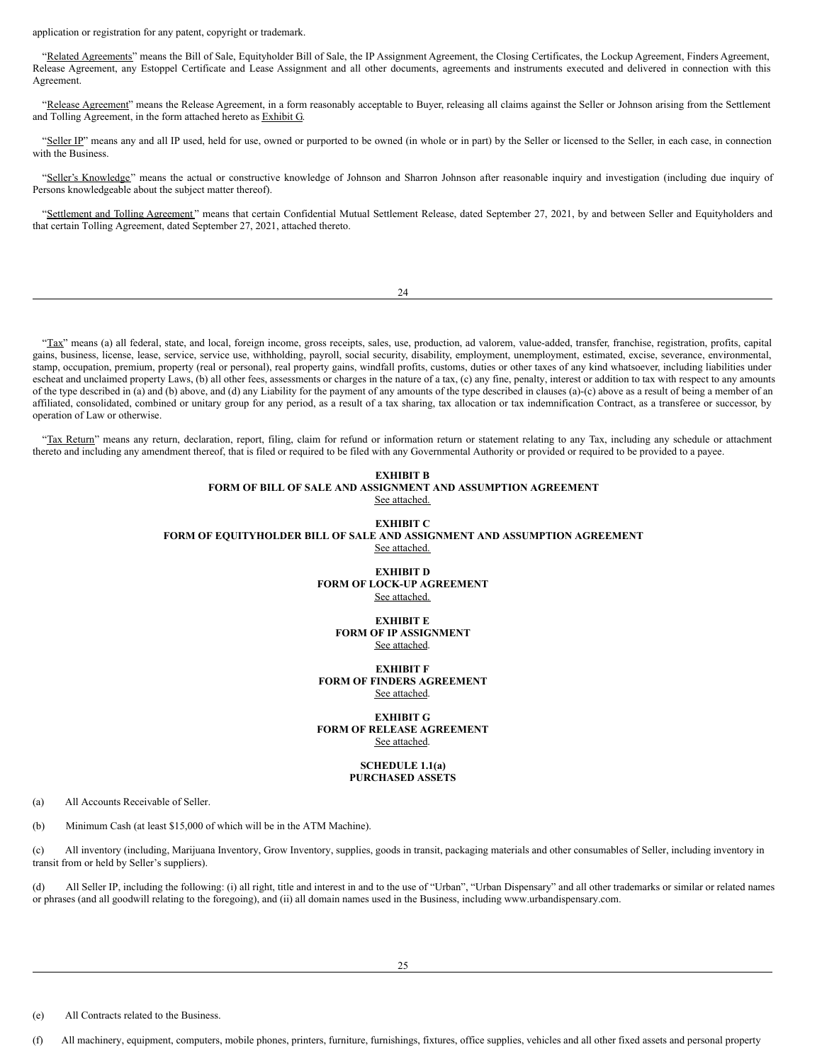application or registration for any patent, copyright or trademark.

"Related Agreements" means the Bill of Sale, Equityholder Bill of Sale, the IP Assignment Agreement, the Closing Certificates, the Lockup Agreement, Finders Agreement, Release Agreement, any Estoppel Certificate and Lease Assignment and all other documents, agreements and instruments executed and delivered in connection with this Agreement.

"Release Agreement" means the Release Agreement, in a form reasonably acceptable to Buyer, releasing all claims against the Seller or Johnson arising from the Settlement and Tolling Agreement, in the form attached hereto as Exhibit G.

"Seller IP" means any and all IP used, held for use, owned or purported to be owned (in whole or in part) by the Seller or licensed to the Seller, in each case, in connection with the Business.

"Seller's Knowledge" means the actual or constructive knowledge of Johnson and Sharron Johnson after reasonable inquiry and investigation (including due inquiry of Persons knowledgeable about the subject matter thereof).

"Settlement and Tolling Agreement" means that certain Confidential Mutual Settlement Release, dated September 27, 2021, by and between Seller and Equityholders and that certain Tolling Agreement, dated September 27, 2021, attached thereto.

"Tax" means (a) all federal, state, and local, foreign income, gross receipts, sales, use, production, ad valorem, value-added, transfer, franchise, registration, profits, capital gains, business, license, lease, service, service use, withholding, payroll, social security, disability, employment, unemployment, estimated, excise, severance, environmental, stamp, occupation, premium, property (real or personal), real property gains, windfall profits, customs, duties or other taxes of any kind whatsoever, including liabilities under escheat and unclaimed property Laws, (b) all other fees, assessments or charges in the nature of a tax, (c) any fine, penalty, interest or addition to tax with respect to any amounts of the type described in (a) and (b) above, and (d) any Liability for the payment of any amounts of the type described in clauses (a)-(c) above as a result of being a member of an affiliated, consolidated, combined or unitary group for any period, as a result of a tax sharing, tax allocation or tax indemnification Contract, as a transferee or successor, by operation of Law or otherwise.

"Tax Return" means any return, declaration, report, filing, claim for refund or information return or statement relating to any Tax, including any schedule or attachment thereto and including any amendment thereof, that is filed or required to be filed with any Governmental Authority or provided or required to be provided to a payee.

**EXHIBIT B**
**FORM OF BILL OF SALE AND ASSIGNMENT AND ASSUMPTION AGREEMENT**
See attached.

**EXHIBIT C**
**FORM OF EQUITYHOLDER BILL OF SALE AND ASSIGNMENT AND ASSUMPTION AGREEMENT**
See attached.

**EXHIBIT D**
**FORM OF LOCK-UP AGREEMENT**
See attached.

**EXHIBIT E**
**FORM OF IP ASSIGNMENT**
See attached.

**EXHIBIT F**
**FORM OF FINDERS AGREEMENT**
See attached.

**EXHIBIT G**
**FORM OF RELEASE AGREEMENT**
See attached.

**SCHEDULE 1.1(a)**
**PURCHASED ASSETS**

(a) All Accounts Receivable of Seller.

(b) Minimum Cash (at least $15,000 of which will be in the ATM Machine).

(c) All inventory (including, Marijuana Inventory, Grow Inventory, supplies, goods in transit, packaging materials and other consumables of Seller, including inventory in transit from or held by Seller's suppliers).

(d) All Seller IP, including the following: (i) all right, title and interest in and to the use of "Urban", "Urban Dispensary" and all other trademarks or similar or related names or phrases (and all goodwill relating to the foregoing), and (ii) all domain names used in the Business, including www.urbandispensary.com.

(e) All Contracts related to the Business.

(f) All machinery, equipment, computers, mobile phones, printers, furniture, furnishings, fixtures, office supplies, vehicles and all other fixed assets and personal property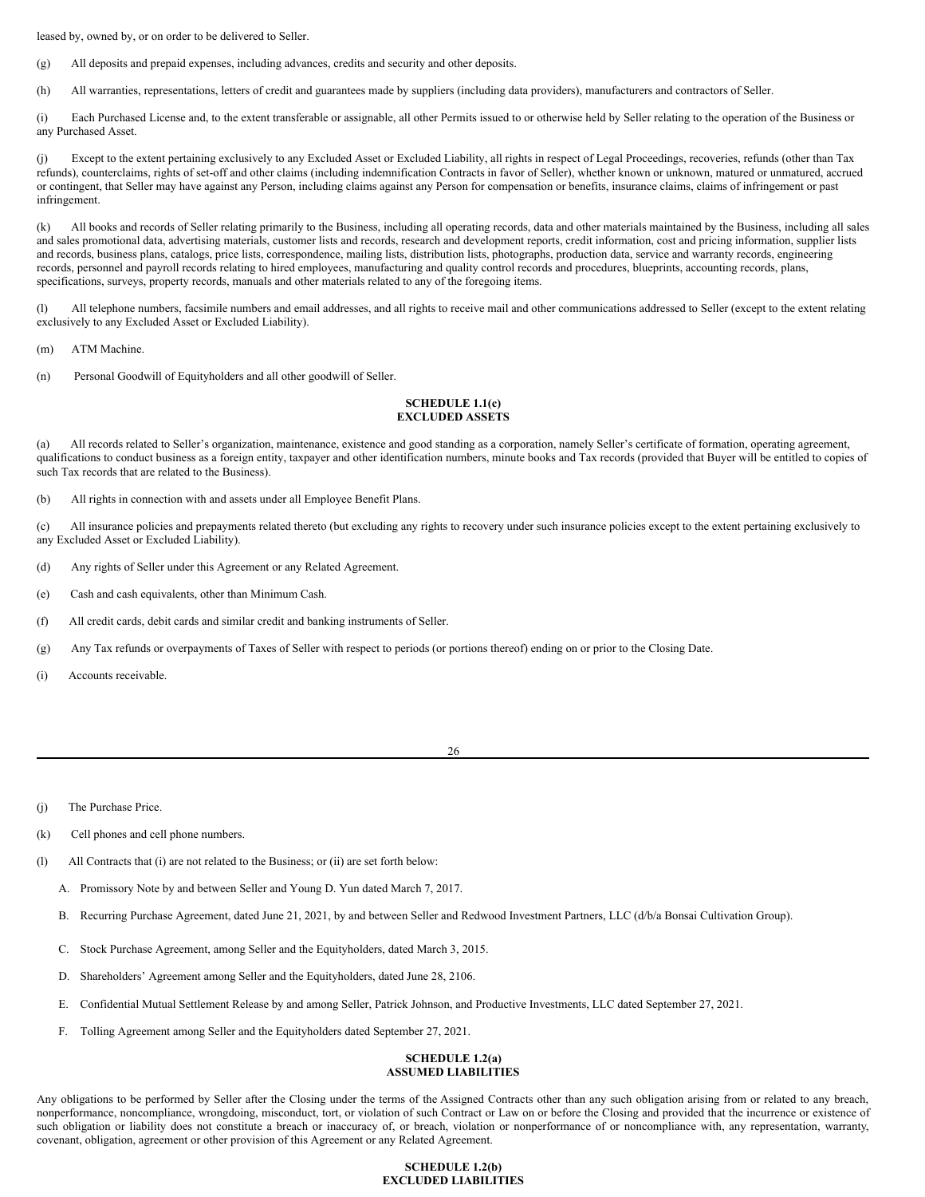leased by, owned by, or on order to be delivered to Seller.

(g) All deposits and prepaid expenses, including advances, credits and security and other deposits.

(h) All warranties, representations, letters of credit and guarantees made by suppliers (including data providers), manufacturers and contractors of Seller.

(i) Each Purchased License and, to the extent transferable or assignable, all other Permits issued to or otherwise held by Seller relating to the operation of the Business or any Purchased Asset.

(j) Except to the extent pertaining exclusively to any Excluded Asset or Excluded Liability, all rights in respect of Legal Proceedings, recoveries, refunds (other than Tax refunds), counterclaims, rights of set-off and other claims (including indemnification Contracts in favor of Seller), whether known or unknown, matured or unmatured, accrued or contingent, that Seller may have against any Person, including claims against any Person for compensation or benefits, insurance claims, claims of infringement or past infringement.

(k) All books and records of Seller relating primarily to the Business, including all operating records, data and other materials maintained by the Business, including all sales and sales promotional data, advertising materials, customer lists and records, research and development reports, credit information, cost and pricing information, supplier lists and records, business plans, catalogs, price lists, correspondence, mailing lists, distribution lists, photographs, production data, service and warranty records, engineering records, personnel and payroll records relating to hired employees, manufacturing and quality control records and procedures, blueprints, accounting records, plans, specifications, surveys, property records, manuals and other materials related to any of the foregoing items.

(l) All telephone numbers, facsimile numbers and email addresses, and all rights to receive mail and other communications addressed to Seller (except to the extent relating exclusively to any Excluded Asset or Excluded Liability).

(m) ATM Machine.

(n) Personal Goodwill of Equityholders and all other goodwill of Seller.

**SCHEDULE 1.1(c)**
**EXCLUDED ASSETS**

(a) All records related to Seller's organization, maintenance, existence and good standing as a corporation, namely Seller's certificate of formation, operating agreement, qualifications to conduct business as a foreign entity, taxpayer and other identification numbers, minute books and Tax records (provided that Buyer will be entitled to copies of such Tax records that are related to the Business).

(b) All rights in connection with and assets under all Employee Benefit Plans.

(c) All insurance policies and prepayments related thereto (but excluding any rights to recovery under such insurance policies except to the extent pertaining exclusively to any Excluded Asset or Excluded Liability).

(d) Any rights of Seller under this Agreement or any Related Agreement.

(e) Cash and cash equivalents, other than Minimum Cash.

(f) All credit cards, debit cards and similar credit and banking instruments of Seller.

(g) Any Tax refunds or overpayments of Taxes of Seller with respect to periods (or portions thereof) ending on or prior to the Closing Date.

(i) Accounts receivable.

(j) The Purchase Price.

(k) Cell phones and cell phone numbers.

(l) All Contracts that (i) are not related to the Business; or (ii) are set forth below:

A. Promissory Note by and between Seller and Young D. Yun dated March 7, 2017.

B. Recurring Purchase Agreement, dated June 21, 2021, by and between Seller and Redwood Investment Partners, LLC (d/b/a Bonsai Cultivation Group).

C. Stock Purchase Agreement, among Seller and the Equityholders, dated March 3, 2015.

D. Shareholders' Agreement among Seller and the Equityholders, dated June 28, 2106.

E. Confidential Mutual Settlement Release by and among Seller, Patrick Johnson, and Productive Investments, LLC dated September 27, 2021.

F. Tolling Agreement among Seller and the Equityholders dated September 27, 2021.

**SCHEDULE 1.2(a)**
**ASSUMED LIABILITIES**

Any obligations to be performed by Seller after the Closing under the terms of the Assigned Contracts other than any such obligation arising from or related to any breach, nonperformance, noncompliance, wrongdoing, misconduct, tort, or violation of such Contract or Law on or before the Closing and provided that the incurrence or existence of such obligation or liability does not constitute a breach or inaccuracy of, or breach, violation or nonperformance of or noncompliance with, any representation, warranty, covenant, obligation, agreement or other provision of this Agreement or any Related Agreement.

**SCHEDULE 1.2(b)**
**EXCLUDED LIABILITIES**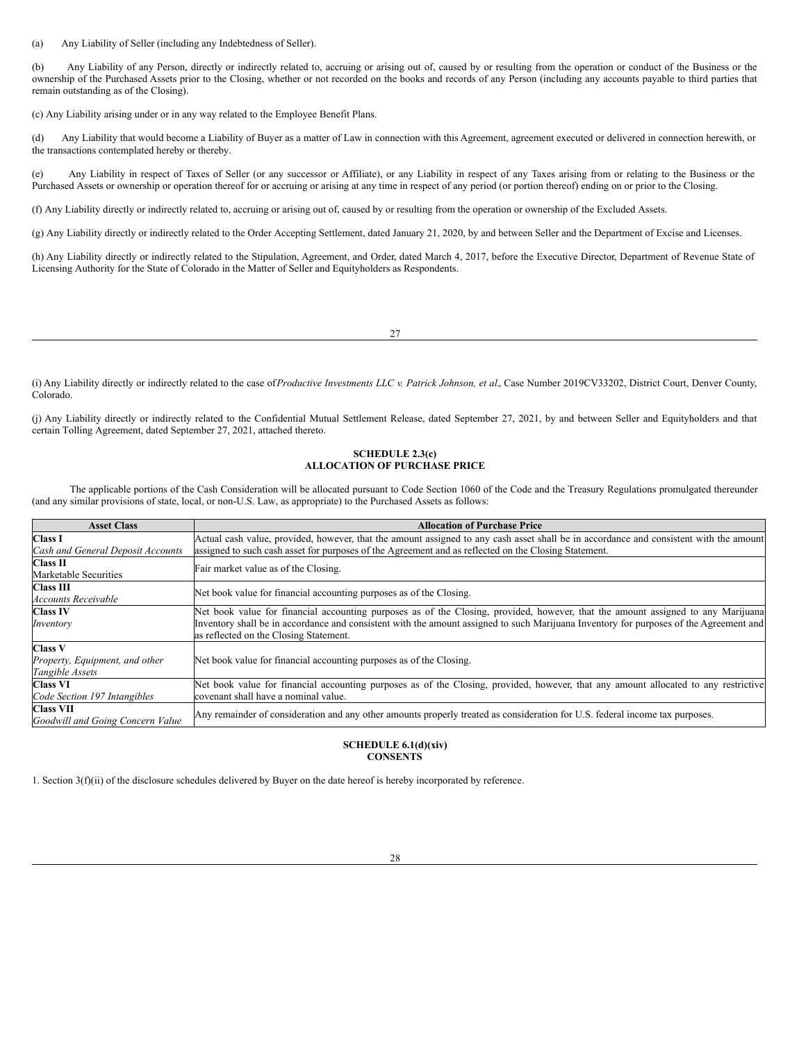(a) Any Liability of Seller (including any Indebtedness of Seller).

(b) Any Liability of any Person, directly or indirectly related to, accruing or arising out of, caused by or resulting from the operation or conduct of the Business or the ownership of the Purchased Assets prior to the Closing, whether or not recorded on the books and records of any Person (including any accounts payable to third parties that remain outstanding as of the Closing).

(c) Any Liability arising under or in any way related to the Employee Benefit Plans.

(d) Any Liability that would become a Liability of Buyer as a matter of Law in connection with this Agreement, agreement executed or delivered in connection herewith, or the transactions contemplated hereby or thereby.

(e) Any Liability in respect of Taxes of Seller (or any successor or Affiliate), or any Liability in respect of any Taxes arising from or relating to the Business or the Purchased Assets or ownership or operation thereof for or accruing or arising at any time in respect of any period (or portion thereof) ending on or prior to the Closing.

(f) Any Liability directly or indirectly related to, accruing or arising out of, caused by or resulting from the operation or ownership of the Excluded Assets.

(g) Any Liability directly or indirectly related to the Order Accepting Settlement, dated January 21, 2020, by and between Seller and the Department of Excise and Licenses.

(h) Any Liability directly or indirectly related to the Stipulation, Agreement, and Order, dated March 4, 2017, before the Executive Director, Department of Revenue State of Licensing Authority for the State of Colorado in the Matter of Seller and Equityholders as Respondents.

(i) Any Liability directly or indirectly related to the case of *Productive Investments LLC v. Patrick Johnson, et al*., Case Number 2019CV33202, District Court, Denver County, Colorado.

(j) Any Liability directly or indirectly related to the Confidential Mutual Settlement Release, dated September 27, 2021, by and between Seller and Equityholders and that certain Tolling Agreement, dated September 27, 2021, attached thereto.

**SCHEDULE 2.3(c)**
**ALLOCATION OF PURCHASE PRICE**

The applicable portions of the Cash Consideration will be allocated pursuant to Code Section 1060 of the Code and the Treasury Regulations promulgated thereunder (and any similar provisions of state, local, or non-U.S. Law, as appropriate) to the Purchased Assets as follows:

| Asset Class | Allocation of Purchase Price |
|---|---|
| **Class I** *Cash and General Deposit Accounts* | Actual cash value, provided, however, that the amount assigned to any cash asset shall be in accordance and consistent with the amount assigned to such cash asset for purposes of the Agreement and as reflected on the Closing Statement. |
| **Class II** Marketable Securities | Fair market value as of the Closing. |
| **Class III** *Accounts Receivable* | Net book value for financial accounting purposes as of the Closing. |
| **Class IV** *Inventory* | Net book value for financial accounting purposes as of the Closing, provided, however, that the amount assigned to any Marijuana Inventory shall be in accordance and consistent with the amount assigned to such Marijuana Inventory for purposes of the Agreement and as reflected on the Closing Statement. |
| **Class V** *Property, Equipment, and other Tangible Assets* | Net book value for financial accounting purposes as of the Closing. |
| **Class VI** *Code Section 197 Intangibles* | Net book value for financial accounting purposes as of the Closing, provided, however, that any amount allocated to any restrictive covenant shall have a nominal value. |
| **Class VII** *Goodwill and Going Concern Value* | Any remainder of consideration and any other amounts properly treated as consideration for U.S. federal income tax purposes. |

**SCHEDULE 6.1(d)(xiv)**
**CONSENTS**

1. Section 3(f)(ii) of the disclosure schedules delivered by Buyer on the date hereof is hereby incorporated by reference.